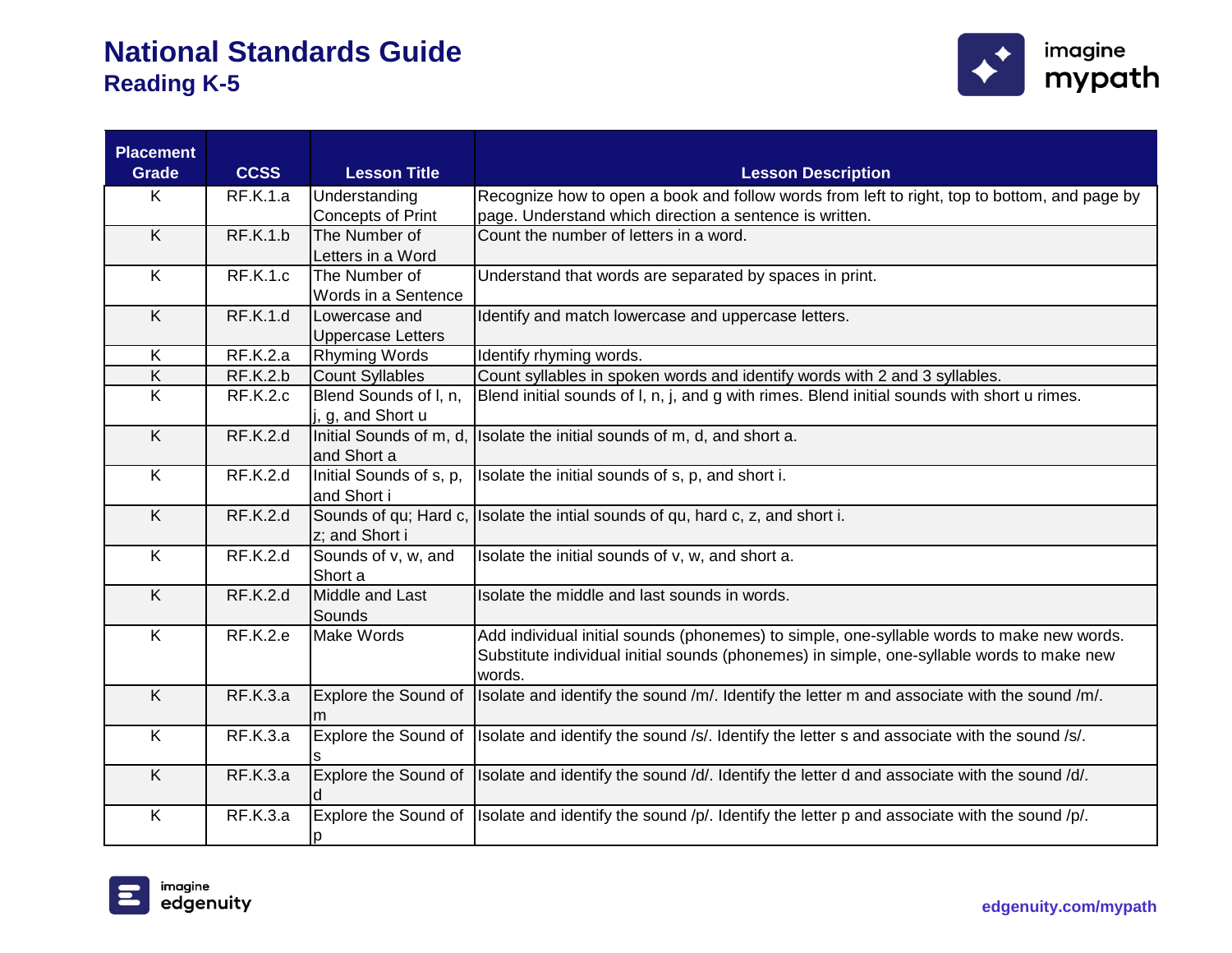# National Standards Guide

## Reading K-5

| Placement Grade | CCSS | Lesson Title | Lesson Description |
|---|---|---|---|
| K | RF.K.1.a | Understanding Concepts of Print | Recognize how to open a book and follow words from left to right, top to bottom, and page by page. Understand which direction a sentence is written. |
| K | RF.K.1.b | The Number of Letters in a Word | Count the number of letters in a word. |
| K | RF.K.1.c | The Number of Words in a Sentence | Understand that words are separated by spaces in print. |
| K | RF.K.1.d | Lowercase and Uppercase Letters | Identify and match lowercase and uppercase letters. |
| K | RF.K.2.a | Rhyming Words | Identify rhyming words. |
| K | RF.K.2.b | Count Syllables | Count syllables in spoken words and identify words with 2 and 3 syllables. |
| K | RF.K.2.c | Blend Sounds of l, n, j, g, and Short u | Blend initial sounds of l, n, j, and g with rimes. Blend initial sounds with short u rimes. |
| K | RF.K.2.d | Initial Sounds of m, d, and Short a | Isolate the initial sounds of m, d, and short a. |
| K | RF.K.2.d | Initial Sounds of s, p, and Short i | Isolate the initial sounds of s, p, and short i. |
| K | RF.K.2.d | Sounds of qu; Hard c, z; and Short i | Isolate the intial sounds of qu, hard c, z, and short i. |
| K | RF.K.2.d | Sounds of v, w, and Short a | Isolate the initial sounds of v, w, and short a. |
| K | RF.K.2.d | Middle and Last Sounds | Isolate the middle and last sounds in words. |
| K | RF.K.2.e | Make Words | Add individual initial sounds (phonemes) to simple, one-syllable words to make new words. Substitute individual initial sounds (phonemes) in simple, one-syllable words to make new words. |
| K | RF.K.3.a | Explore the Sound of m | Isolate and identify the sound /m/. Identify the letter m and associate with the sound /m/. |
| K | RF.K.3.a | Explore the Sound of s | Isolate and identify the sound /s/. Identify the letter s and associate with the sound /s/. |
| K | RF.K.3.a | Explore the Sound of d | Isolate and identify the sound /d/. Identify the letter d and associate with the sound /d/. |
| K | RF.K.3.a | Explore the Sound of p | Isolate and identify the sound /p/. Identify the letter p and associate with the sound /p/. |

edgenuity.com/mypath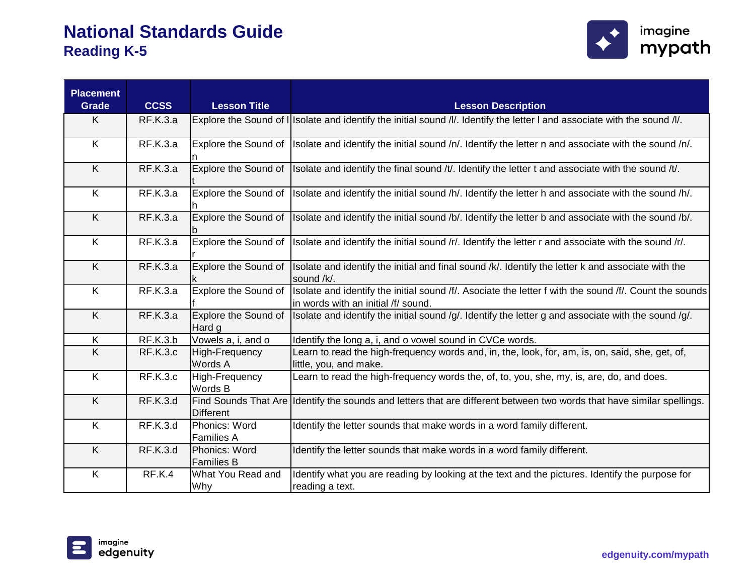# National Standards Guide

## Reading K-5

| Placement Grade | CCSS | Lesson Title | Lesson Description |
|---|---|---|---|
| K | RF.K.3.a | Explore the Sound of l | Isolate and identify the initial sound /l/. Identify the letter l and associate with the sound /l/. |
| K | RF.K.3.a | Explore the Sound of n | Isolate and identify the initial sound /n/. Identify the letter n and associate with the sound /n/. |
| K | RF.K.3.a | Explore the Sound of t | Isolate and identify the final sound /t/. Identify the letter t and associate with the sound /t/. |
| K | RF.K.3.a | Explore the Sound of h | Isolate and identify the initial sound /h/. Identify the letter h and associate with the sound /h/. |
| K | RF.K.3.a | Explore the Sound of b | Isolate and identify the initial sound /b/. Identify the letter b and associate with the sound /b/. |
| K | RF.K.3.a | Explore the Sound of r | Isolate and identify the initial sound /r/. Identify the letter r and associate with the sound /r/. |
| K | RF.K.3.a | Explore the Sound of k | Isolate and identify the initial and final sound /k/. Identify the letter k and associate with the sound /k/. |
| K | RF.K.3.a | Explore the Sound of f | Isolate and identify the initial sound /f/. Asociate the letter f with the sound /f/. Count the sounds in words with an initial /f/ sound. |
| K | RF.K.3.a | Explore the Sound of Hard g | Isolate and identify the initial sound /g/. Identify the letter g and associate with the sound /g/. |
| K | RF.K.3.b | Vowels a, i, and o | Identify the long a, i, and o vowel sound in CVCe words. |
| K | RF.K.3.c | High-Frequency Words A | Learn to read the high-frequency words and, in, the, look, for, am, is, on, said, she, get, of, little, you, and make. |
| K | RF.K.3.c | High-Frequency Words B | Learn to read the high-frequency words the, of, to, you, she, my, is, are, do, and does. |
| K | RF.K.3.d | Find Sounds That Are Different | Identify the sounds and letters that are different between two words that have similar spellings. |
| K | RF.K.3.d | Phonics: Word Families A | Identify the letter sounds that make words in a word family different. |
| K | RF.K.3.d | Phonics: Word Families B | Identify the letter sounds that make words in a word family different. |
| K | RF.K.4 | What You Read and Why | Identify what you are reading by looking at the text and the pictures. Identify the purpose for reading a text. |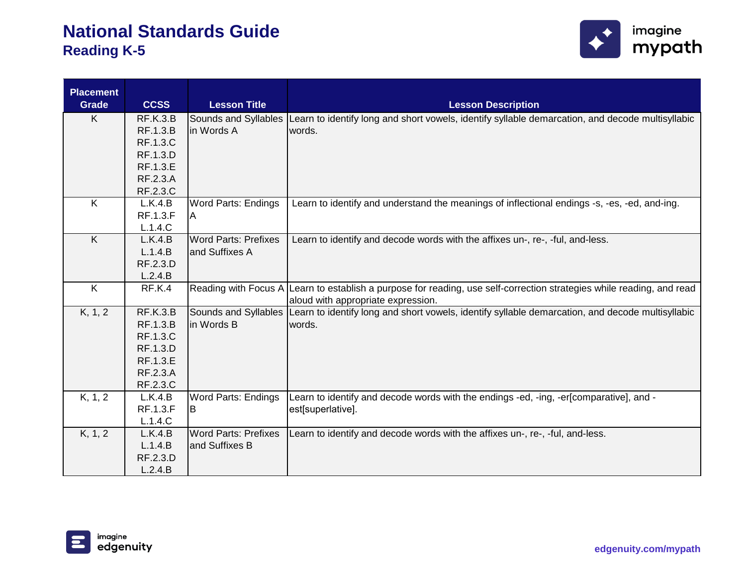# National Standards Guide

## Reading K-5

| Placement Grade | CCSS | Lesson Title | Lesson Description |
|---|---|---|---|
| K | RF.K.3.B RF.1.3.B RF.1.3.C RF.1.3.D RF.1.3.E RF.2.3.A RF.2.3.C | Sounds and Syllables in Words A | Learn to identify long and short vowels, identify syllable demarcation, and decode multisyllabic words. |
| K | L.K.4.B RF.1.3.F L.1.4.C | Word Parts: Endings A | Learn to identify and understand the meanings of inflectional endings -s, -es, -ed, and-ing. |
| K | L.K.4.B L.1.4.B RF.2.3.D L.2.4.B | Word Parts: Prefixes and Suffixes A | Learn to identify and decode words with the affixes un-, re-, -ful, and-less. |
| K | RF.K.4 | Reading with Focus A | Learn to establish a purpose for reading, use self-correction strategies while reading, and read aloud with appropriate expression. |
| K, 1, 2 | RF.K.3.B RF.1.3.B RF.1.3.C RF.1.3.D RF.1.3.E RF.2.3.A RF.2.3.C | Sounds and Syllables in Words B | Learn to identify long and short vowels, identify syllable demarcation, and decode multisyllabic words. |
| K, 1, 2 | L.K.4.B RF.1.3.F L.1.4.C | Word Parts: Endings B | Learn to identify and decode words with the endings -ed, -ing, -er[comparative], and -est[superlative]. |
| K, 1, 2 | L.K.4.B L.1.4.B RF.2.3.D L.2.4.B | Word Parts: Prefixes and Suffixes B | Learn to identify and decode words with the affixes un-, re-, -ful, and-less. |

edgenuity.com/mypath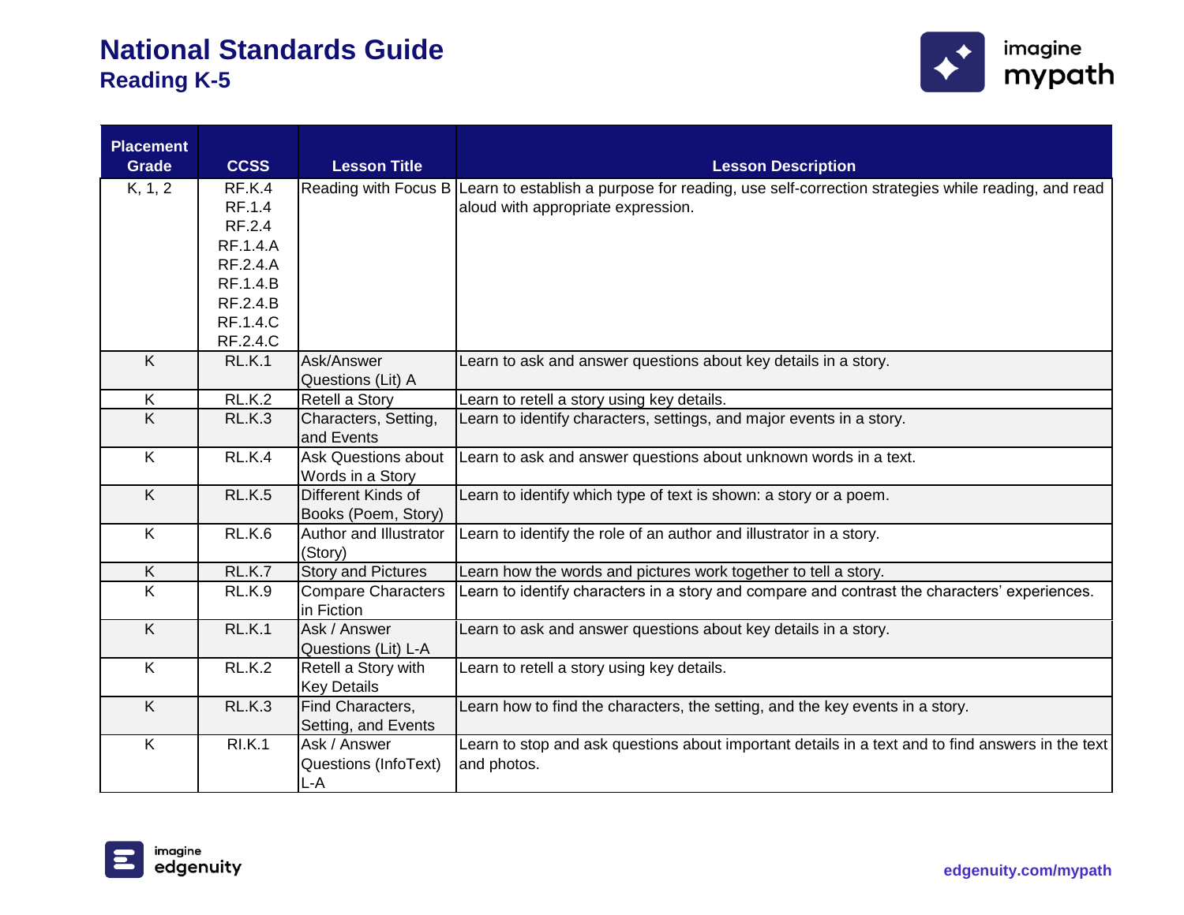# National Standards Guide

## Reading K-5

| Placement Grade | CCSS | Lesson Title | Lesson Description |
|---|---|---|---|
| K, 1, 2 | RF.K.4<br>RF.1.4<br>RF.2.4<br>RF.1.4.A<br>RF.2.4.A<br>RF.1.4.B<br>RF.2.4.B<br>RF.1.4.C<br>RF.2.4.C | Reading with Focus B | Learn to establish a purpose for reading, use self-correction strategies while reading, and read aloud with appropriate expression. |
| K | RL.K.1 | Ask/Answer Questions (Lit) A | Learn to ask and answer questions about key details in a story. |
| K | RL.K.2 | Retell a Story | Learn to retell a story using key details. |
| K | RL.K.3 | Characters, Setting, and Events | Learn to identify characters, settings, and major events in a story. |
| K | RL.K.4 | Ask Questions about Words in a Story | Learn to ask and answer questions about unknown words in a text. |
| K | RL.K.5 | Different Kinds of Books (Poem, Story) | Learn to identify which type of text is shown: a story or a poem. |
| K | RL.K.6 | Author and Illustrator (Story) | Learn to identify the role of an author and illustrator in a story. |
| K | RL.K.7 | Story and Pictures | Learn how the words and pictures work together to tell a story. |
| K | RL.K.9 | Compare Characters in Fiction | Learn to identify characters in a story and compare and contrast the characters' experiences. |
| K | RL.K.1 | Ask / Answer Questions (Lit) L-A | Learn to ask and answer questions about key details in a story. |
| K | RL.K.2 | Retell a Story with Key Details | Learn to retell a story using key details. |
| K | RL.K.3 | Find Characters, Setting, and Events | Learn how to find the characters, the setting, and the key events in a story. |
| K | RI.K.1 | Ask / Answer Questions (InfoText) L-A | Learn to stop and ask questions about important details in a text and to find answers in the text and photos. |

edgenuity.com/mypath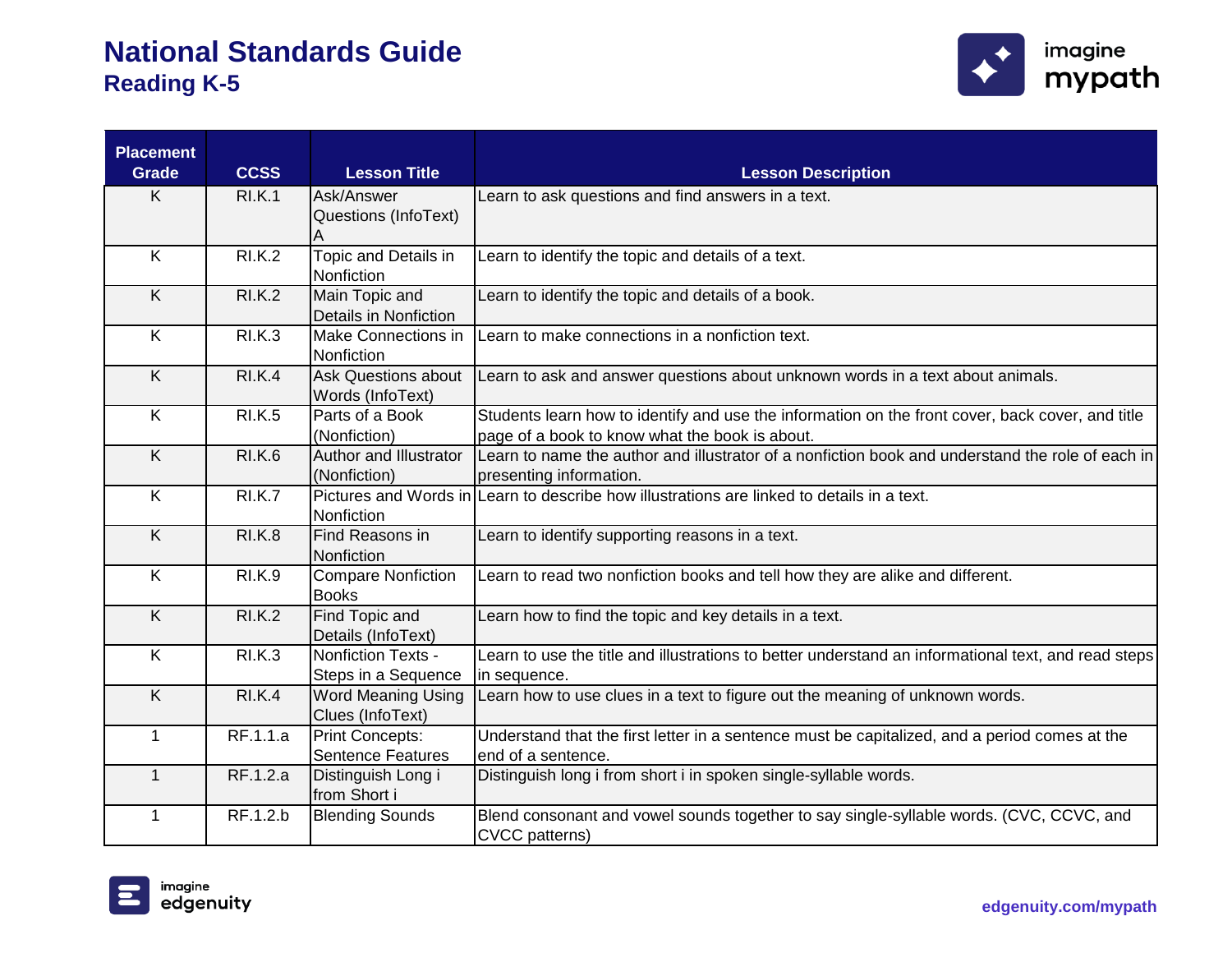# National Standards Guide

## Reading K-5

| Placement Grade | CCSS | Lesson Title | Lesson Description |
|---|---|---|---|
| K | RI.K.1 | Ask/Answer Questions (InfoText) A | Learn to ask questions and find answers in a text. |
| K | RI.K.2 | Topic and Details in Nonfiction | Learn to identify the topic and details of a text. |
| K | RI.K.2 | Main Topic and Details in Nonfiction | Learn to identify the topic and details of a book. |
| K | RI.K.3 | Make Connections in Nonfiction | Learn to make connections in a nonfiction text. |
| K | RI.K.4 | Ask Questions about Words (InfoText) | Learn to ask and answer questions about unknown words in a text about animals. |
| K | RI.K.5 | Parts of a Book (Nonfiction) | Students learn how to identify and use the information on the front cover, back cover, and title page of a book to know what the book is about. |
| K | RI.K.6 | Author and Illustrator (Nonfiction) | Learn to name the author and illustrator of a nonfiction book and understand the role of each in presenting information. |
| K | RI.K.7 | Pictures and Words in Nonfiction | Learn to describe how illustrations are linked to details in a text. |
| K | RI.K.8 | Find Reasons in Nonfiction | Learn to identify supporting reasons in a text. |
| K | RI.K.9 | Compare Nonfiction Books | Learn to read two nonfiction books and tell how they are alike and different. |
| K | RI.K.2 | Find Topic and Details (InfoText) | Learn how to find the topic and key details in a text. |
| K | RI.K.3 | Nonfiction Texts - Steps in a Sequence | Learn to use the title and illustrations to better understand an informational text, and read steps in sequence. |
| K | RI.K.4 | Word Meaning Using Clues (InfoText) | Learn how to use clues in a text to figure out the meaning of unknown words. |
| 1 | RF.1.1.a | Print Concepts: Sentence Features | Understand that the first letter in a sentence must be capitalized, and a period comes at the end of a sentence. |
| 1 | RF.1.2.a | Distinguish Long i from Short i | Distinguish long i from short i in spoken single-syllable words. |
| 1 | RF.1.2.b | Blending Sounds | Blend consonant and vowel sounds together to say single-syllable words. (CVC, CCVC, and CVCC patterns) |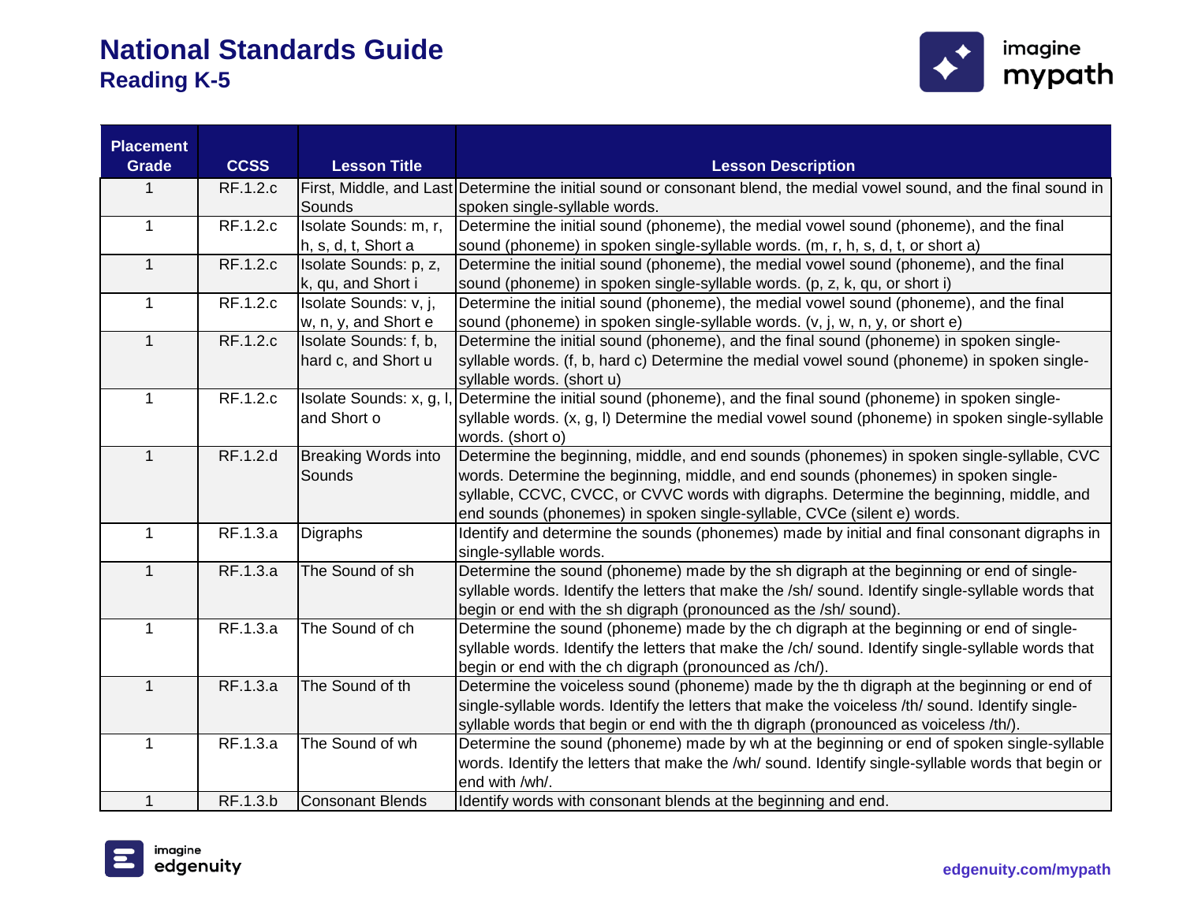# National Standards Guide
## Reading K-5

| Placement Grade | CCSS | Lesson Title | Lesson Description |
|---|---|---|---|
| 1 | RF.1.2.c | First, Middle, and Last Sounds | Determine the initial sound or consonant blend, the medial vowel sound, and the final sound in spoken single-syllable words. |
| 1 | RF.1.2.c | Isolate Sounds: m, r, h, s, d, t, Short a | Determine the initial sound (phoneme), the medial vowel sound (phoneme), and the final sound (phoneme) in spoken single-syllable words. (m, r, h, s, d, t, or short a) |
| 1 | RF.1.2.c | Isolate Sounds: p, z, k, qu, and Short i | Determine the initial sound (phoneme), the medial vowel sound (phoneme), and the final sound (phoneme) in spoken single-syllable words. (p, z, k, qu, or short i) |
| 1 | RF.1.2.c | Isolate Sounds: v, j, w, n, y, and Short e | Determine the initial sound (phoneme), the medial vowel sound (phoneme), and the final sound (phoneme) in spoken single-syllable words. (v, j, w, n, y, or short e) |
| 1 | RF.1.2.c | Isolate Sounds: f, b, hard c, and Short u | Determine the initial sound (phoneme), and the final sound (phoneme) in spoken single-syllable words. (f, b, hard c) Determine the medial vowel sound (phoneme) in spoken single-syllable words. (short u) |
| 1 | RF.1.2.c | Isolate Sounds: x, g, l, and Short o | Determine the initial sound (phoneme), and the final sound (phoneme) in spoken single-syllable words. (x, g, l) Determine the medial vowel sound (phoneme) in spoken single-syllable words. (short o) |
| 1 | RF.1.2.d | Breaking Words into Sounds | Determine the beginning, middle, and end sounds (phonemes) in spoken single-syllable, CVC words. Determine the beginning, middle, and end sounds (phonemes) in spoken single-syllable, CCVC, CVCC, or CVVC words with digraphs. Determine the beginning, middle, and end sounds (phonemes) in spoken single-syllable, CVCe (silent e) words. |
| 1 | RF.1.3.a | Digraphs | Identify and determine the sounds (phonemes) made by initial and final consonant digraphs in single-syllable words. |
| 1 | RF.1.3.a | The Sound of sh | Determine the sound (phoneme) made by the sh digraph at the beginning or end of single-syllable words. Identify the letters that make the /sh/ sound. Identify single-syllable words that begin or end with the sh digraph (pronounced as the /sh/ sound). |
| 1 | RF.1.3.a | The Sound of ch | Determine the sound (phoneme) made by the ch digraph at the beginning or end of single-syllable words. Identify the letters that make the /ch/ sound. Identify single-syllable words that begin or end with the ch digraph (pronounced as /ch/). |
| 1 | RF.1.3.a | The Sound of th | Determine the voiceless sound (phoneme) made by the th digraph at the beginning or end of single-syllable words. Identify the letters that make the voiceless /th/ sound. Identify single-syllable words that begin or end with the th digraph (pronounced as voiceless /th/). |
| 1 | RF.1.3.a | The Sound of wh | Determine the sound (phoneme) made by wh at the beginning or end of spoken single-syllable words. Identify the letters that make the /wh/ sound. Identify single-syllable words that begin or end with /wh/. |
| 1 | RF.1.3.b | Consonant Blends | Identify words with consonant blends at the beginning and end. |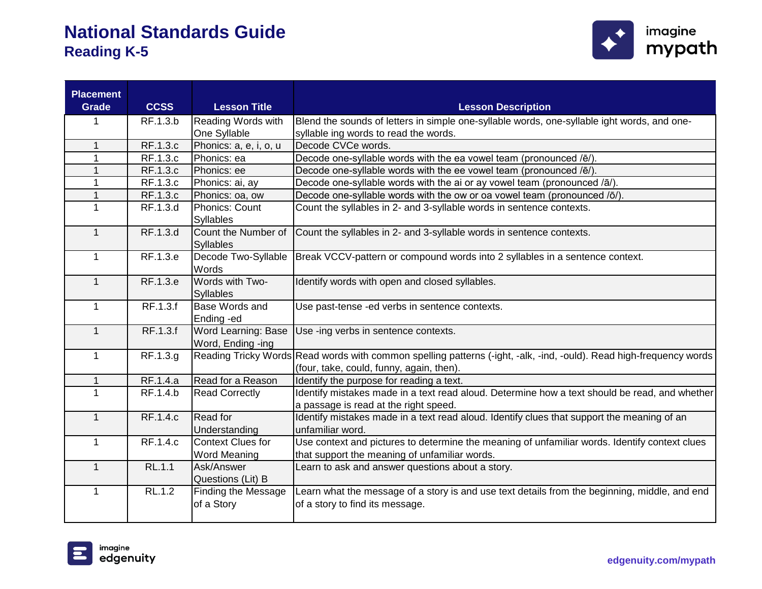# National Standards Guide
## Reading K-5

| Placement Grade | CCSS | Lesson Title | Lesson Description |
|---|---|---|---|
| 1 | RF.1.3.b | Reading Words with One Syllable | Blend the sounds of letters in simple one-syllable words, one-syllable ight words, and one-syllable ing words to read the words. |
| 1 | RF.1.3.c | Phonics: a, e, i, o, u | Decode CVCe words. |
| 1 | RF.1.3.c | Phonics: ea | Decode one-syllable words with the ea vowel team (pronounced /ē/). |
| 1 | RF.1.3.c | Phonics: ee | Decode one-syllable words with the ee vowel team (pronounced /ē/). |
| 1 | RF.1.3.c | Phonics: ai, ay | Decode one-syllable words with the ai or ay vowel team (pronounced /ā/). |
| 1 | RF.1.3.c | Phonics: oa, ow | Decode one-syllable words with the ow or oa vowel team (pronounced /ō/). |
| 1 | RF.1.3.d | Phonics: Count Syllables | Count the syllables in 2- and 3-syllable words in sentence contexts. |
| 1 | RF.1.3.d | Count the Number of Syllables | Count the syllables in 2- and 3-syllable words in sentence contexts. |
| 1 | RF.1.3.e | Decode Two-Syllable Words | Break VCCV-pattern or compound words into 2 syllables in a sentence context. |
| 1 | RF.1.3.e | Words with Two-Syllables | Identify words with open and closed syllables. |
| 1 | RF.1.3.f | Base Words and Ending -ed | Use past-tense -ed verbs in sentence contexts. |
| 1 | RF.1.3.f | Word Learning: Base Word, Ending -ing | Use -ing verbs in sentence contexts. |
| 1 | RF.1.3.g | Reading Tricky Words | Read words with common spelling patterns (-ight, -alk, -ind, -ould). Read high-frequency words (four, take, could, funny, again, then). |
| 1 | RF.1.4.a | Read for a Reason | Identify the purpose for reading a text. |
| 1 | RF.1.4.b | Read Correctly | Identify mistakes made in a text read aloud. Determine how a text should be read, and whether a passage is read at the right speed. |
| 1 | RF.1.4.c | Read for Understanding | Identify mistakes made in a text read aloud. Identify clues that support the meaning of an unfamiliar word. |
| 1 | RF.1.4.c | Context Clues for Word Meaning | Use context and pictures to determine the meaning of unfamiliar words. Identify context clues that support the meaning of unfamiliar words. |
| 1 | RL.1.1 | Ask/Answer Questions (Lit) B | Learn to ask and answer questions about a story. |
| 1 | RL.1.2 | Finding the Message of a Story | Learn what the message of a story is and use text details from the beginning, middle, and end of a story to find its message. |

edgenuity.com/mypath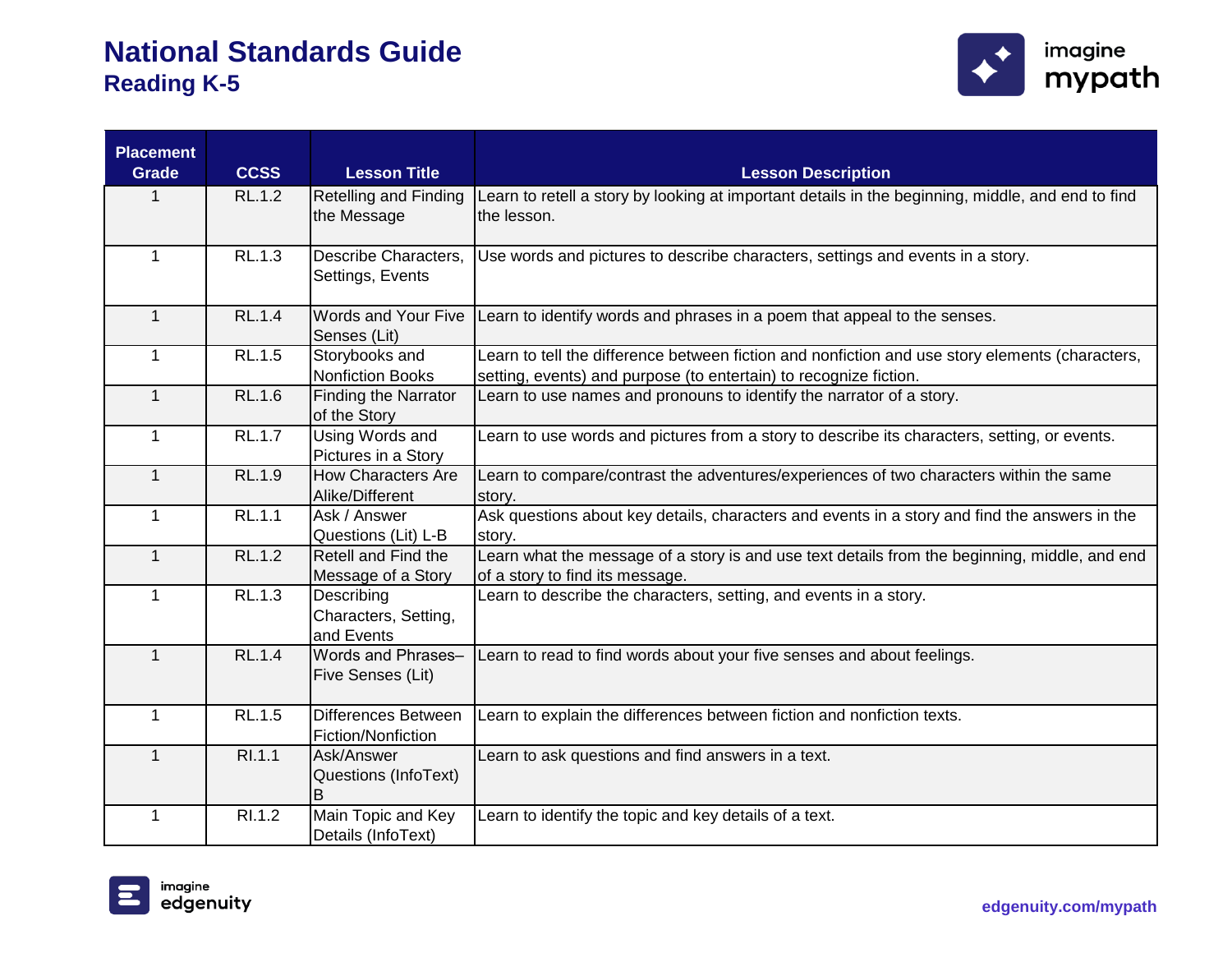# National Standards Guide

## Reading K-5

| Placement Grade | CCSS | Lesson Title | Lesson Description |
|---|---|---|---|
| 1 | RL.1.2 | Retelling and Finding the Message | Learn to retell a story by looking at important details in the beginning, middle, and end to find the lesson. |
| 1 | RL.1.3 | Describe Characters, Settings, Events | Use words and pictures to describe characters, settings and events in a story. |
| 1 | RL.1.4 | Words and Your Five Senses (Lit) | Learn to identify words and phrases in a poem that appeal to the senses. |
| 1 | RL.1.5 | Storybooks and Nonfiction Books | Learn to tell the difference between fiction and nonfiction and use story elements (characters, setting, events) and purpose (to entertain) to recognize fiction. |
| 1 | RL.1.6 | Finding the Narrator of the Story | Learn to use names and pronouns to identify the narrator of a story. |
| 1 | RL.1.7 | Using Words and Pictures in a Story | Learn to use words and pictures from a story to describe its characters, setting, or events. |
| 1 | RL.1.9 | How Characters Are Alike/Different | Learn to compare/contrast the adventures/experiences of two characters within the same story. |
| 1 | RL.1.1 | Ask / Answer Questions (Lit) L-B | Ask questions about key details, characters and events in a story and find the answers in the story. |
| 1 | RL.1.2 | Retell and Find the Message of a Story | Learn what the message of a story is and use text details from the beginning, middle, and end of a story to find its message. |
| 1 | RL.1.3 | Describing Characters, Setting, and Events | Learn to describe the characters, setting, and events in a story. |
| 1 | RL.1.4 | Words and Phrases–Five Senses (Lit) | Learn to read to find words about your five senses and about feelings. |
| 1 | RL.1.5 | Differences Between Fiction/Nonfiction | Learn to explain the differences between fiction and nonfiction texts. |
| 1 | RI.1.1 | Ask/Answer Questions (InfoText) B | Learn to ask questions and find answers in a text. |
| 1 | RI.1.2 | Main Topic and Key Details (InfoText) | Learn to identify the topic and key details of a text. |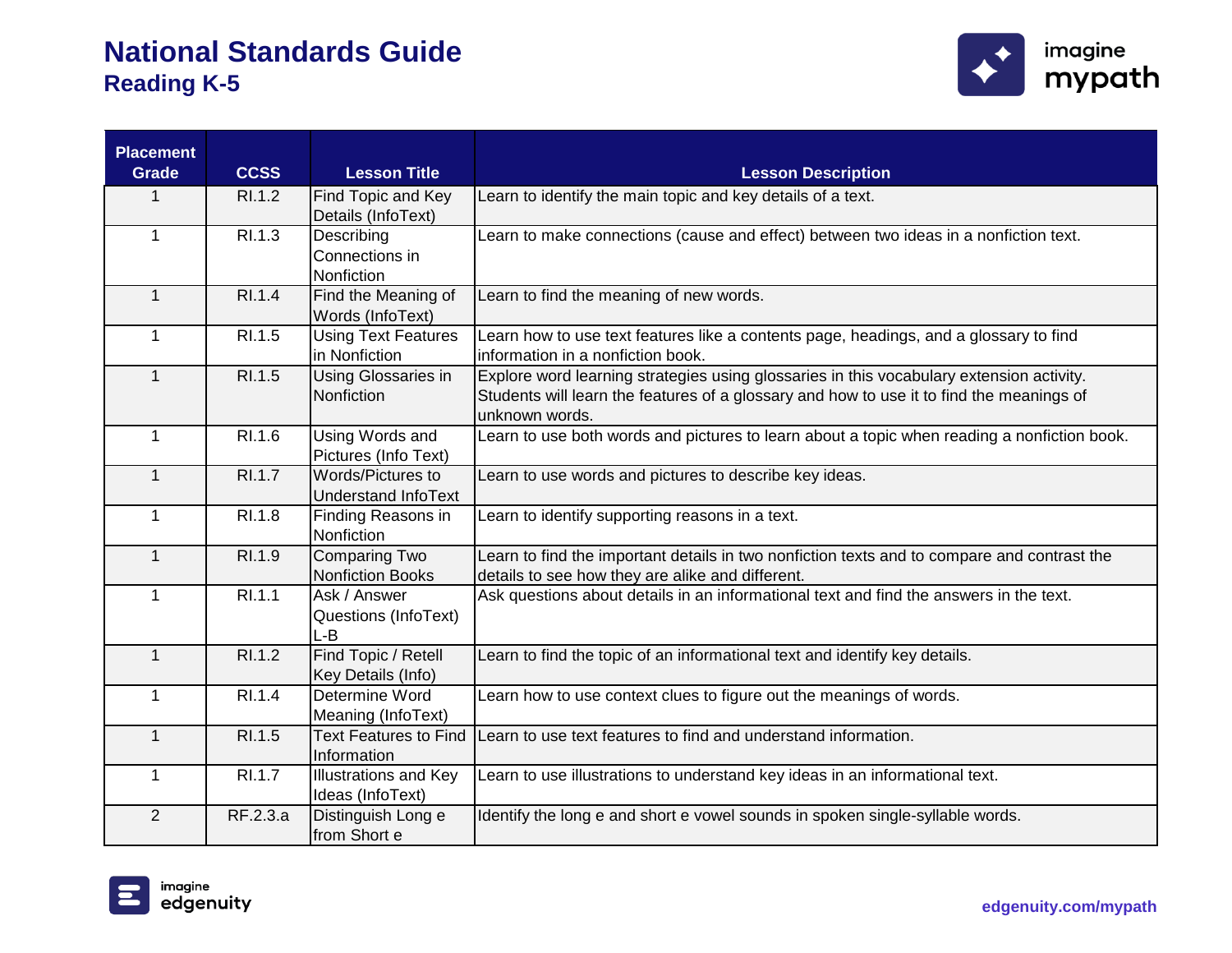# National Standards Guide
## Reading K-5

| Placement Grade | CCSS | Lesson Title | Lesson Description |
|---|---|---|---|
| 1 | RI.1.2 | Find Topic and Key Details (InfoText) | Learn to identify the main topic and key details of a text. |
| 1 | RI.1.3 | Describing Connections in Nonfiction | Learn to make connections (cause and effect) between two ideas in a nonfiction text. |
| 1 | RI.1.4 | Find the Meaning of Words (InfoText) | Learn to find the meaning of new words. |
| 1 | RI.1.5 | Using Text Features in Nonfiction | Learn how to use text features like a contents page, headings, and a glossary to find information in a nonfiction book. |
| 1 | RI.1.5 | Using Glossaries in Nonfiction | Explore word learning strategies using glossaries in this vocabulary extension activity. Students will learn the features of a glossary and how to use it to find the meanings of unknown words. |
| 1 | RI.1.6 | Using Words and Pictures (Info Text) | Learn to use both words and pictures to learn about a topic when reading a nonfiction book. |
| 1 | RI.1.7 | Words/Pictures to Understand InfoText | Learn to use words and pictures to describe key ideas. |
| 1 | RI.1.8 | Finding Reasons in Nonfiction | Learn to identify supporting reasons in a text. |
| 1 | RI.1.9 | Comparing Two Nonfiction Books | Learn to find the important details in two nonfiction texts and to compare and contrast the details to see how they are alike and different. |
| 1 | RI.1.1 | Ask / Answer Questions (InfoText) L-B | Ask questions about details in an informational text and find the answers in the text. |
| 1 | RI.1.2 | Find Topic / Retell Key Details (Info) | Learn to find the topic of an informational text and identify key details. |
| 1 | RI.1.4 | Determine Word Meaning (InfoText) | Learn how to use context clues to figure out the meanings of words. |
| 1 | RI.1.5 | Text Features to Find Information | Learn to use text features to find and understand information. |
| 1 | RI.1.7 | Illustrations and Key Ideas (InfoText) | Learn to use illustrations to understand key ideas in an informational text. |
| 2 | RF.2.3.a | Distinguish Long e from Short e | Identify the long e and short e vowel sounds in spoken single-syllable words. |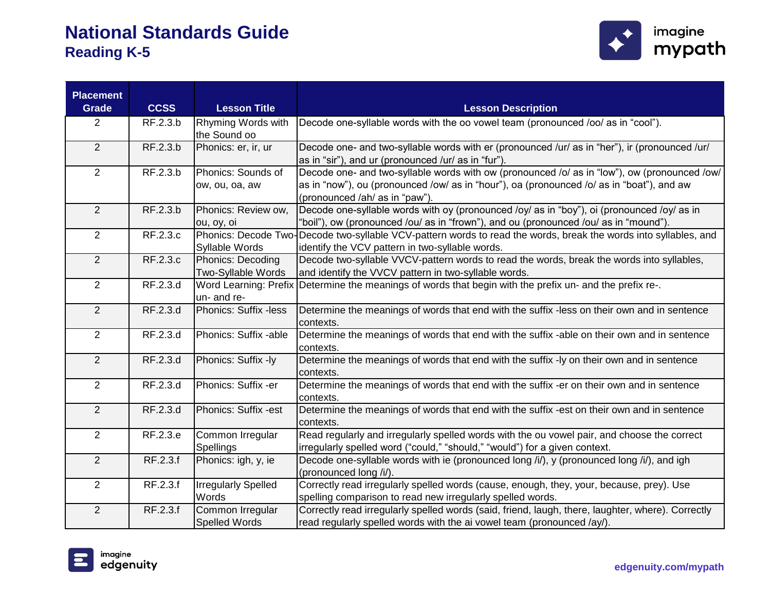# National Standards Guide

## Reading K-5

| Placement Grade | CCSS | Lesson Title | Lesson Description |
|---|---|---|---|
| 2 | RF.2.3.b | Rhyming Words with the Sound oo | Decode one-syllable words with the oo vowel team (pronounced /oo/ as in "cool"). |
| 2 | RF.2.3.b | Phonics: er, ir, ur | Decode one- and two-syllable words with er (pronounced /ur/ as in "her"), ir (pronounced /ur/ as in "sir"), and ur (pronounced /ur/ as in "fur"). |
| 2 | RF.2.3.b | Phonics: Sounds of ow, ou, oa, aw | Decode one- and two-syllable words with ow (pronounced /o/ as in "low"), ow (pronounced /ow/ as in "now"), ou (pronounced /ow/ as in "hour"), oa (pronounced /o/ as in "boat"), and aw (pronounced /ah/ as in "paw"). |
| 2 | RF.2.3.b | Phonics: Review ow, ou, oy, oi | Decode one-syllable words with oy (pronounced /oy/ as in "boy"), oi (pronounced /oy/ as in "boil"), ow (pronounced /ou/ as in "frown"), and ou (pronounced /ou/ as in "mound"). |
| 2 | RF.2.3.c | Phonics: Decode Two-Syllable Words | Decode two-syllable VCV-pattern words to read the words, break the words into syllables, and identify the VCV pattern in two-syllable words. |
| 2 | RF.2.3.c | Phonics: Decoding Two-Syllable Words | Decode two-syllable VVCV-pattern words to read the words, break the words into syllables, and identify the VVCV pattern in two-syllable words. |
| 2 | RF.2.3.d | Word Learning: Prefix un- and re- | Determine the meanings of words that begin with the prefix un- and the prefix re-. |
| 2 | RF.2.3.d | Phonics: Suffix -less | Determine the meanings of words that end with the suffix -less on their own and in sentence contexts. |
| 2 | RF.2.3.d | Phonics: Suffix -able | Determine the meanings of words that end with the suffix -able on their own and in sentence contexts. |
| 2 | RF.2.3.d | Phonics: Suffix -ly | Determine the meanings of words that end with the suffix -ly on their own and in sentence contexts. |
| 2 | RF.2.3.d | Phonics: Suffix -er | Determine the meanings of words that end with the suffix -er on their own and in sentence contexts. |
| 2 | RF.2.3.d | Phonics: Suffix -est | Determine the meanings of words that end with the suffix -est on their own and in sentence contexts. |
| 2 | RF.2.3.e | Common Irregular Spellings | Read regularly and irregularly spelled words with the ou vowel pair, and choose the correct irregularly spelled word ("could," "should," "would") for a given context. |
| 2 | RF.2.3.f | Phonics: igh, y, ie | Decode one-syllable words with ie (pronounced long /i/), y (pronounced long /i/), and igh (pronounced long /i/). |
| 2 | RF.2.3.f | Irregularly Spelled Words | Correctly read irregularly spelled words (cause, enough, they, your, because, prey). Use spelling comparison to read new irregularly spelled words. |
| 2 | RF.2.3.f | Common Irregular Spelled Words | Correctly read irregularly spelled words (said, friend, laugh, there, laughter, where). Correctly read regularly spelled words with the ai vowel team (pronounced /ay/). |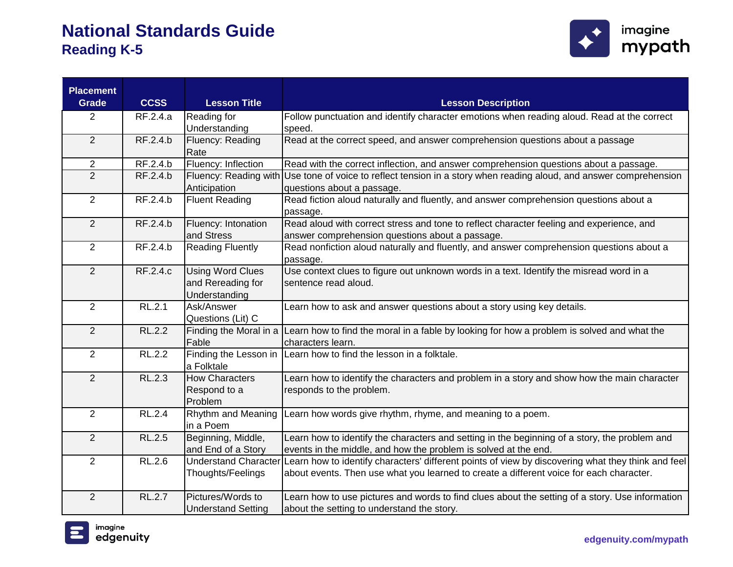# National Standards Guide

## Reading K-5

| Placement Grade | CCSS | Lesson Title | Lesson Description |
|---|---|---|---|
| 2 | RF.2.4.a | Reading for Understanding | Follow punctuation and identify character emotions when reading aloud. Read at the correct speed. |
| 2 | RF.2.4.b | Fluency: Reading Rate | Read at the correct speed, and answer comprehension questions about a passage |
| 2 | RF.2.4.b | Fluency: Inflection | Read with the correct inflection, and answer comprehension questions about a passage. |
| 2 | RF.2.4.b | Fluency: Reading with Anticipation | Use tone of voice to reflect tension in a story when reading aloud, and answer comprehension questions about a passage. |
| 2 | RF.2.4.b | Fluent Reading | Read fiction aloud naturally and fluently, and answer comprehension questions about a passage. |
| 2 | RF.2.4.b | Fluency: Intonation and Stress | Read aloud with correct stress and tone to reflect character feeling and experience, and answer comprehension questions about a passage. |
| 2 | RF.2.4.b | Reading Fluently | Read nonfiction aloud naturally and fluently, and answer comprehension questions about a passage. |
| 2 | RF.2.4.c | Using Word Clues and Rereading for Understanding | Use context clues to figure out unknown words in a text. Identify the misread word in a sentence read aloud. |
| 2 | RL.2.1 | Ask/Answer Questions (Lit) C | Learn how to ask and answer questions about a story using key details. |
| 2 | RL.2.2 | Finding the Moral in a Fable | Learn how to find the moral in a fable by looking for how a problem is solved and what the characters learn. |
| 2 | RL.2.2 | Finding the Lesson in a Folktale | Learn how to find the lesson in a folktale. |
| 2 | RL.2.3 | How Characters Respond to a Problem | Learn how to identify the characters and problem in a story and show how the main character responds to the problem. |
| 2 | RL.2.4 | Rhythm and Meaning in a Poem | Learn how words give rhythm, rhyme, and meaning to a poem. |
| 2 | RL.2.5 | Beginning, Middle, and End of a Story | Learn how to identify the characters and setting in the beginning of a story, the problem and events in the middle, and how the problem is solved at the end. |
| 2 | RL.2.6 | Understand Character Thoughts/Feelings | Learn how to identify characters' different points of view by discovering what they think and feel about events. Then use what you learned to create a different voice for each character. |
| 2 | RL.2.7 | Pictures/Words to Understand Setting | Learn how to use pictures and words to find clues about the setting of a story. Use information about the setting to understand the story. |

edgenuity.com/mypath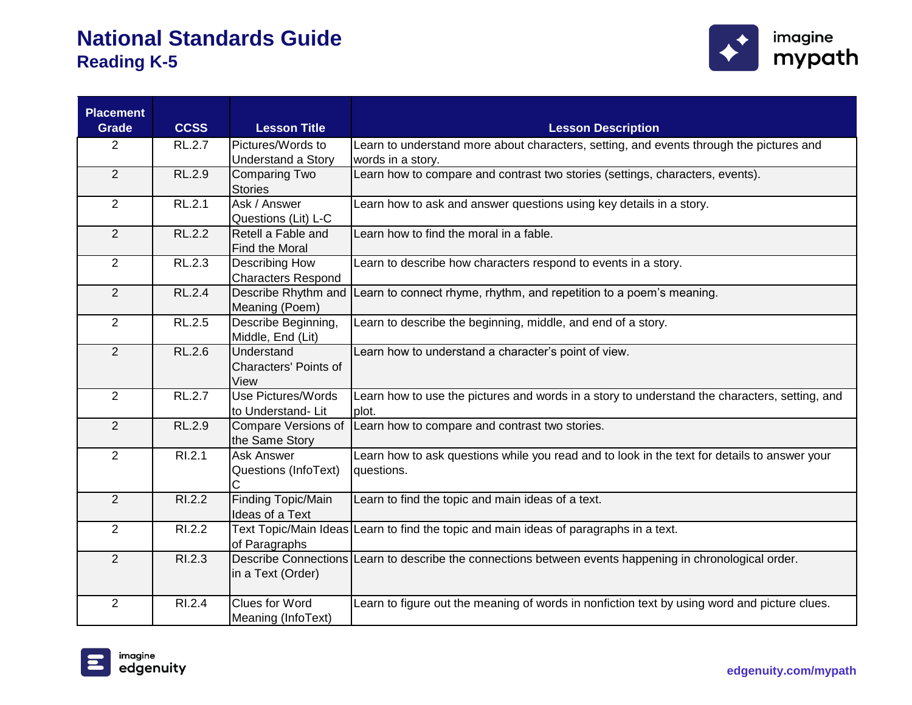# National Standards Guide

## Reading K-5

| Placement Grade | CCSS | Lesson Title | Lesson Description |
|---|---|---|---|
| 2 | RL.2.7 | Pictures/Words to Understand a Story | Learn to understand more about characters, setting, and events through the pictures and words in a story. |
| 2 | RL.2.9 | Comparing Two Stories | Learn how to compare and contrast two stories (settings, characters, events). |
| 2 | RL.2.1 | Ask / Answer Questions (Lit) L-C | Learn how to ask and answer questions using key details in a story. |
| 2 | RL.2.2 | Retell a Fable and Find the Moral | Learn how to find the moral in a fable. |
| 2 | RL.2.3 | Describing How Characters Respond | Learn to describe how characters respond to events in a story. |
| 2 | RL.2.4 | Describe Rhythm and Meaning (Poem) | Learn to connect rhyme, rhythm, and repetition to a poem's meaning. |
| 2 | RL.2.5 | Describe Beginning, Middle, End (Lit) | Learn to describe the beginning, middle, and end of a story. |
| 2 | RL.2.6 | Understand Characters' Points of View | Learn how to understand a character's point of view. |
| 2 | RL.2.7 | Use Pictures/Words to Understand- Lit | Learn how to use the pictures and words in a story to understand the characters, setting, and plot. |
| 2 | RL.2.9 | Compare Versions of the Same Story | Learn how to compare and contrast two stories. |
| 2 | RI.2.1 | Ask Answer Questions (InfoText) C | Learn how to ask questions while you read and to look in the text for details to answer your questions. |
| 2 | RI.2.2 | Finding Topic/Main Ideas of a Text | Learn to find the topic and main ideas of a text. |
| 2 | RI.2.2 | Text Topic/Main Ideas of Paragraphs | Learn to find the topic and main ideas of paragraphs in a text. |
| 2 | RI.2.3 | Describe Connections in a Text (Order) | Learn to describe the connections between events happening in chronological order. |
| 2 | RI.2.4 | Clues for Word Meaning (InfoText) | Learn to figure out the meaning of words in nonfiction text by using word and picture clues. |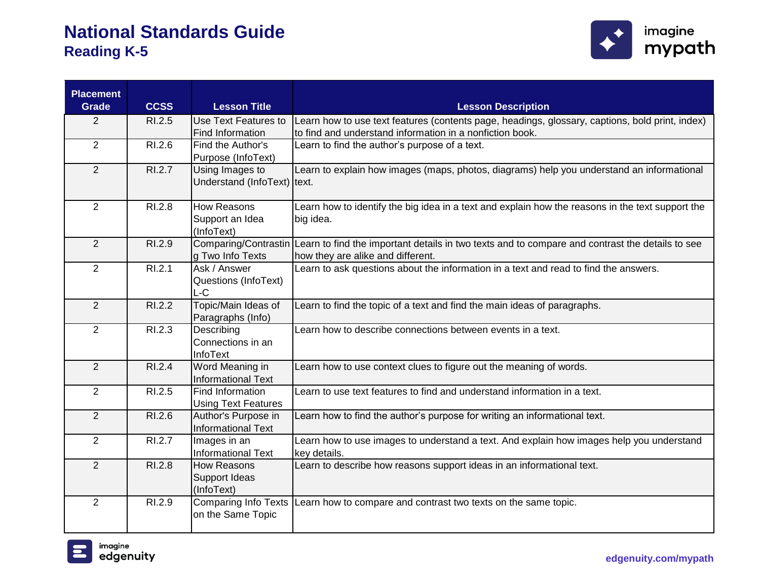# National Standards Guide

## Reading K-5

| Placement Grade | CCSS | Lesson Title | Lesson Description |
|---|---|---|---|
| 2 | RI.2.5 | Use Text Features to Find Information | Learn how to use text features (contents page, headings, glossary, captions, bold print, index) to find and understand information in a nonfiction book. |
| 2 | RI.2.6 | Find the Author's Purpose (InfoText) | Learn to find the author's purpose of a text. |
| 2 | RI.2.7 | Using Images to Understand (InfoText) | Learn to explain how images (maps, photos, diagrams) help you understand an informational text. |
| 2 | RI.2.8 | How Reasons Support an Idea (InfoText) | Learn how to identify the big idea in a text and explain how the reasons in the text support the big idea. |
| 2 | RI.2.9 | Comparing/Contrasting Two Info Texts | Learn to find the important details in two texts and to compare and contrast the details to see how they are alike and different. |
| 2 | RI.2.1 | Ask / Answer Questions (InfoText) L-C | Learn to ask questions about the information in a text and read to find the answers. |
| 2 | RI.2.2 | Topic/Main Ideas of Paragraphs (Info) | Learn to find the topic of a text and find the main ideas of paragraphs. |
| 2 | RI.2.3 | Describing Connections in an InfoText | Learn how to describe connections between events in a text. |
| 2 | RI.2.4 | Word Meaning in Informational Text | Learn how to use context clues to figure out the meaning of words. |
| 2 | RI.2.5 | Find Information Using Text Features | Learn to use text features to find and understand information in a text. |
| 2 | RI.2.6 | Author's Purpose in Informational Text | Learn how to find the author's purpose for writing an informational text. |
| 2 | RI.2.7 | Images in an Informational Text | Learn how to use images to understand a text. And explain how images help you understand key details. |
| 2 | RI.2.8 | How Reasons Support Ideas (InfoText) | Learn to describe how reasons support ideas in an informational text. |
| 2 | RI.2.9 | Comparing Info Texts on the Same Topic | Learn how to compare and contrast two texts on the same topic. |

edgenuity.com/mypath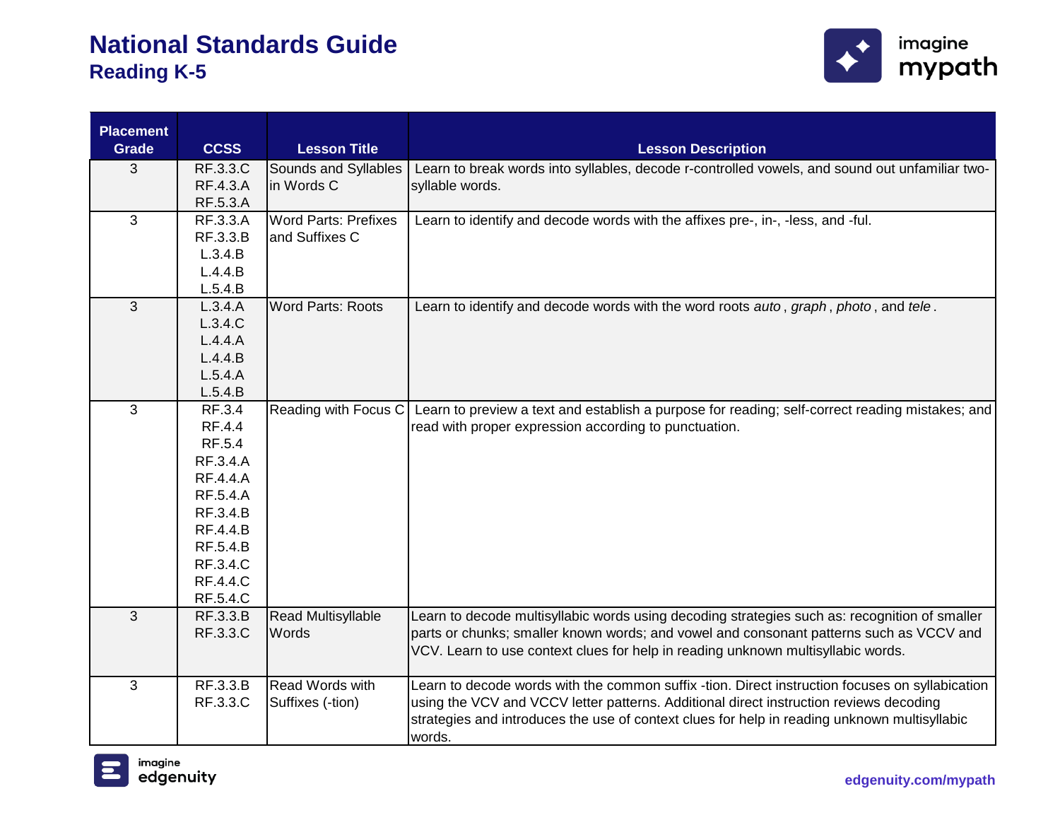# National Standards Guide
## Reading K-5

| Placement Grade | CCSS | Lesson Title | Lesson Description |
|---|---|---|---|
| 3 | RF.3.3.C<br>RF.4.3.A<br>RF.5.3.A | Sounds and Syllables in Words C | Learn to break words into syllables, decode r-controlled vowels, and sound out unfamiliar two-syllable words. |
| 3 | RF.3.3.A<br>RF.3.3.B<br>L.3.4.B<br>L.4.4.B<br>L.5.4.B | Word Parts: Prefixes and Suffixes C | Learn to identify and decode words with the affixes pre-, in-, -less, and -ful. |
| 3 | L.3.4.A<br>L.3.4.C<br>L.4.4.A<br>L.4.4.B<br>L.5.4.A<br>L.5.4.B | Word Parts: Roots | Learn to identify and decode words with the word roots *auto*, *graph*, *photo*, and *tele*. |
| 3 | RF.3.4<br>RF.4.4<br>RF.5.4<br>RF.3.4.A<br>RF.4.4.A<br>RF.5.4.A<br>RF.3.4.B<br>RF.4.4.B<br>RF.5.4.B<br>RF.3.4.C<br>RF.4.4.C<br>RF.5.4.C | Reading with Focus C | Learn to preview a text and establish a purpose for reading; self-correct reading mistakes; and read with proper expression according to punctuation. |
| 3 | RF.3.3.B<br>RF.3.3.C | Read Multisyllable Words | Learn to decode multisyllabic words using decoding strategies such as: recognition of smaller parts or chunks; smaller known words; and vowel and consonant patterns such as VCCV and VCV. Learn to use context clues for help in reading unknown multisyllabic words. |
| 3 | RF.3.3.B<br>RF.3.3.C | Read Words with Suffixes (-tion) | Learn to decode words with the common suffix -tion. Direct instruction focuses on syllabication using the VCV and VCCV letter patterns. Additional direct instruction reviews decoding strategies and introduces the use of context clues for help in reading unknown multisyllabic words. |

edgenuity.com/mypath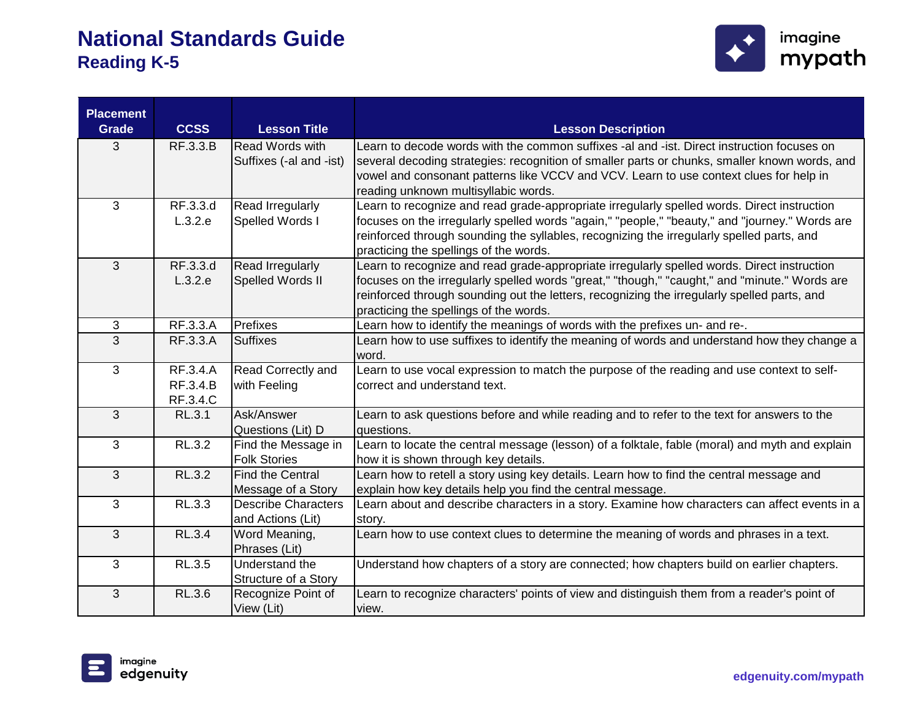# National Standards Guide

## Reading K-5

| Placement Grade | CCSS | Lesson Title | Lesson Description |
|---|---|---|---|
| 3 | RF.3.3.B | Read Words with Suffixes (-al and -ist) | Learn to decode words with the common suffixes -al and -ist. Direct instruction focuses on several decoding strategies: recognition of smaller parts or chunks, smaller known words, and vowel and consonant patterns like VCCV and VCV. Learn to use context clues for help in reading unknown multisyllabic words. |
| 3 | RF.3.3.d L.3.2.e | Read Irregularly Spelled Words I | Learn to recognize and read grade-appropriate irregularly spelled words. Direct instruction focuses on the irregularly spelled words "again," "people," "beauty," and "journey." Words are reinforced through sounding the syllables, recognizing the irregularly spelled parts, and practicing the spellings of the words. |
| 3 | RF.3.3.d L.3.2.e | Read Irregularly Spelled Words II | Learn to recognize and read grade-appropriate irregularly spelled words. Direct instruction focuses on the irregularly spelled words "great," "though," "caught," and "minute." Words are reinforced through sounding out the letters, recognizing the irregularly spelled parts, and practicing the spellings of the words. |
| 3 | RF.3.3.A | Prefixes | Learn how to identify the meanings of words with the prefixes un- and re-. |
| 3 | RF.3.3.A | Suffixes | Learn how to use suffixes to identify the meaning of words and understand how they change a word. |
| 3 | RF.3.4.A RF.3.4.B RF.3.4.C | Read Correctly and with Feeling | Learn to use vocal expression to match the purpose of the reading and use context to self-correct and understand text. |
| 3 | RL.3.1 | Ask/Answer Questions (Lit) D | Learn to ask questions before and while reading and to refer to the text for answers to the questions. |
| 3 | RL.3.2 | Find the Message in Folk Stories | Learn to locate the central message (lesson) of a folktale, fable (moral) and myth and explain how it is shown through key details. |
| 3 | RL.3.2 | Find the Central Message of a Story | Learn how to retell a story using key details. Learn how to find the central message and explain how key details help you find the central message. |
| 3 | RL.3.3 | Describe Characters and Actions (Lit) | Learn about and describe characters in a story. Examine how characters can affect events in a story. |
| 3 | RL.3.4 | Word Meaning, Phrases (Lit) | Learn how to use context clues to determine the meaning of words and phrases in a text. |
| 3 | RL.3.5 | Understand the Structure of a Story | Understand how chapters of a story are connected; how chapters build on earlier chapters. |
| 3 | RL.3.6 | Recognize Point of View (Lit) | Learn to recognize characters' points of view and distinguish them from a reader's point of view. |

edgenuity.com/mypath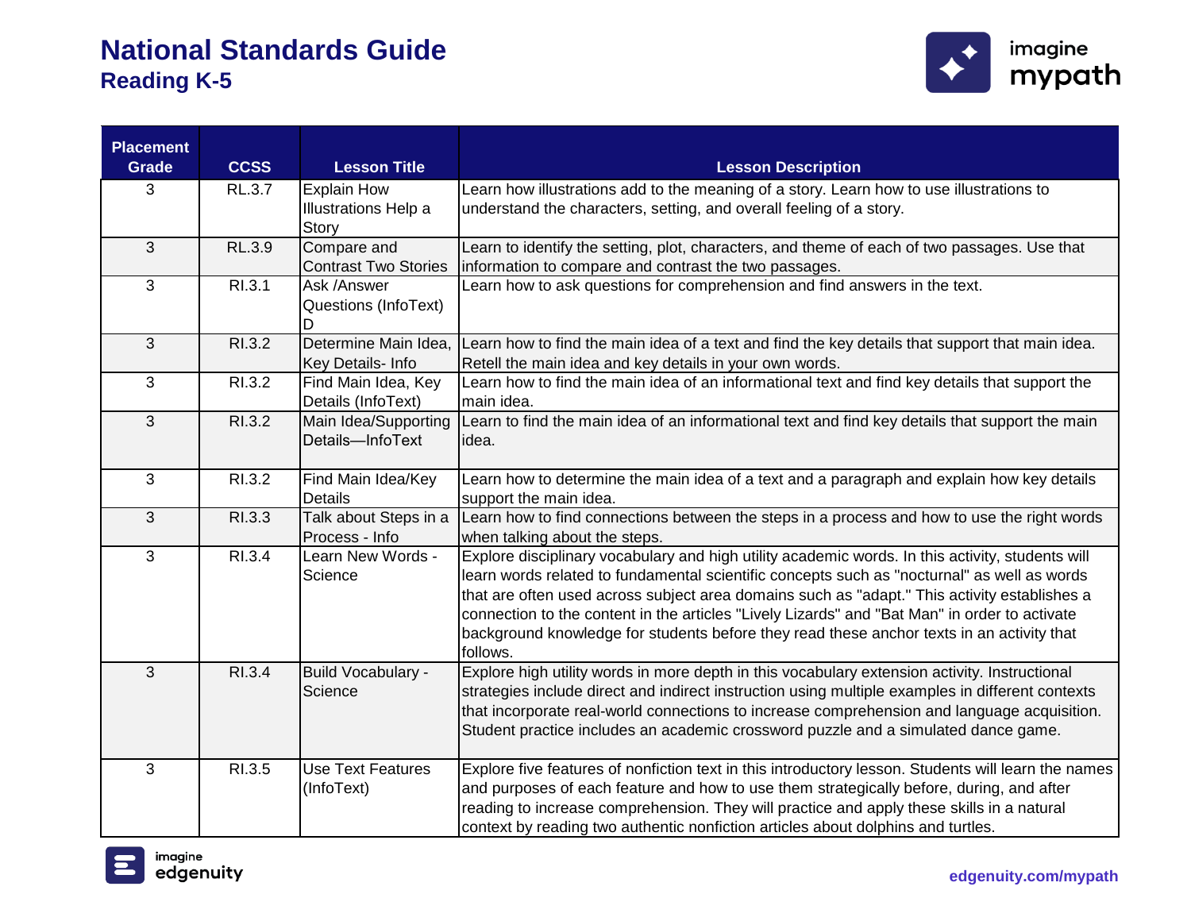# National Standards Guide

## Reading K-5

| Placement Grade | CCSS | Lesson Title | Lesson Description |
|---|---|---|---|
| 3 | RL.3.7 | Explain How Illustrations Help a Story | Learn how illustrations add to the meaning of a story. Learn how to use illustrations to understand the characters, setting, and overall feeling of a story. |
| 3 | RL.3.9 | Compare and Contrast Two Stories | Learn to identify the setting, plot, characters, and theme of each of two passages. Use that information to compare and contrast the two passages. |
| 3 | RI.3.1 | Ask /Answer Questions (InfoText) D | Learn how to ask questions for comprehension and find answers in the text. |
| 3 | RI.3.2 | Determine Main Idea, Key Details- Info | Learn how to find the main idea of a text and find the key details that support that main idea. Retell the main idea and key details in your own words. |
| 3 | RI.3.2 | Find Main Idea, Key Details (InfoText) | Learn how to find the main idea of an informational text and find key details that support the main idea. |
| 3 | RI.3.2 | Main Idea/Supporting Details—InfoText | Learn to find the main idea of an informational text and find key details that support the main idea. |
| 3 | RI.3.2 | Find Main Idea/Key Details | Learn how to determine the main idea of a text and a paragraph and explain how key details support the main idea. |
| 3 | RI.3.3 | Talk about Steps in a Process - Info | Learn how to find connections between the steps in a process and how to use the right words when talking about the steps. |
| 3 | RI.3.4 | Learn New Words - Science | Explore disciplinary vocabulary and high utility academic words. In this activity, students will learn words related to fundamental scientific concepts such as "nocturnal" as well as words that are often used across subject area domains such as "adapt." This activity establishes a connection to the content in the articles "Lively Lizards" and "Bat Man" in order to activate background knowledge for students before they read these anchor texts in an activity that follows. |
| 3 | RI.3.4 | Build Vocabulary - Science | Explore high utility words in more depth in this vocabulary extension activity. Instructional strategies include direct and indirect instruction using multiple examples in different contexts that incorporate real-world connections to increase comprehension and language acquisition. Student practice includes an academic crossword puzzle and a simulated dance game. |
| 3 | RI.3.5 | Use Text Features (InfoText) | Explore five features of nonfiction text in this introductory lesson. Students will learn the names and purposes of each feature and how to use them strategically before, during, and after reading to increase comprehension. They will practice and apply these skills in a natural context by reading two authentic nonfiction articles about dolphins and turtles. |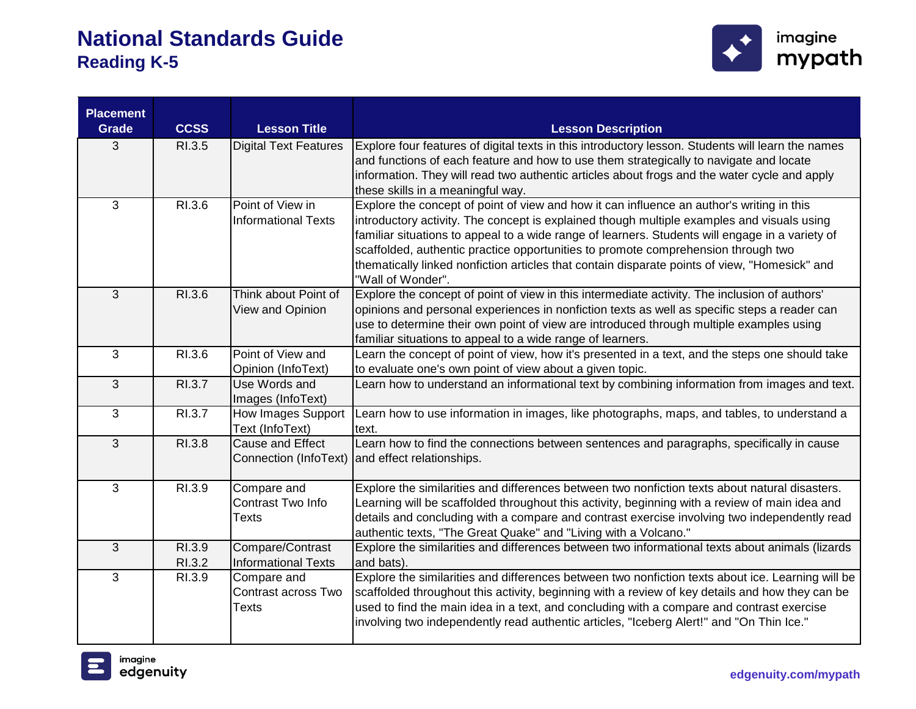# National Standards Guide
## Reading K-5

| Placement Grade | CCSS | Lesson Title | Lesson Description |
|---|---|---|---|
| 3 | RI.3.5 | Digital Text Features | Explore four features of digital texts in this introductory lesson. Students will learn the names and functions of each feature and how to use them strategically to navigate and locate information. They will read two authentic articles about frogs and the water cycle and apply these skills in a meaningful way. |
| 3 | RI.3.6 | Point of View in Informational Texts | Explore the concept of point of view and how it can influence an author's writing in this introductory activity. The concept is explained though multiple examples and visuals using familiar situations to appeal to a wide range of learners. Students will engage in a variety of scaffolded, authentic practice opportunities to promote comprehension through two thematically linked nonfiction articles that contain disparate points of view, "Homesick" and "Wall of Wonder". |
| 3 | RI.3.6 | Think about Point of View and Opinion | Explore the concept of point of view in this intermediate activity. The inclusion of authors' opinions and personal experiences in nonfiction texts as well as specific steps a reader can use to determine their own point of view are introduced through multiple examples using familiar situations to appeal to a wide range of learners. |
| 3 | RI.3.6 | Point of View and Opinion (InfoText) | Learn the concept of point of view, how it's presented in a text, and the steps one should take to evaluate one's own point of view about a given topic. |
| 3 | RI.3.7 | Use Words and Images (InfoText) | Learn how to understand an informational text by combining information from images and text. |
| 3 | RI.3.7 | How Images Support Text (InfoText) | Learn how to use information in images, like photographs, maps, and tables, to understand a text. |
| 3 | RI.3.8 | Cause and Effect Connection (InfoText) | Learn how to find the connections between sentences and paragraphs, specifically in cause and effect relationships. |
| 3 | RI.3.9 | Compare and Contrast Two Info Texts | Explore the similarities and differences between two nonfiction texts about natural disasters. Learning will be scaffolded throughout this activity, beginning with a review of main idea and details and concluding with a compare and contrast exercise involving two independently read authentic texts, "The Great Quake" and "Living with a Volcano." |
| 3 | RI.3.9<br>RI.3.2 | Compare/Contrast Informational Texts | Explore the similarities and differences between two informational texts about animals (lizards and bats). |
| 3 | RI.3.9 | Compare and Contrast across Two Texts | Explore the similarities and differences between two nonfiction texts about ice. Learning will be scaffolded throughout this activity, beginning with a review of key details and how they can be used to find the main idea in a text, and concluding with a compare and contrast exercise involving two independently read authentic articles, "Iceberg Alert!" and "On Thin Ice." |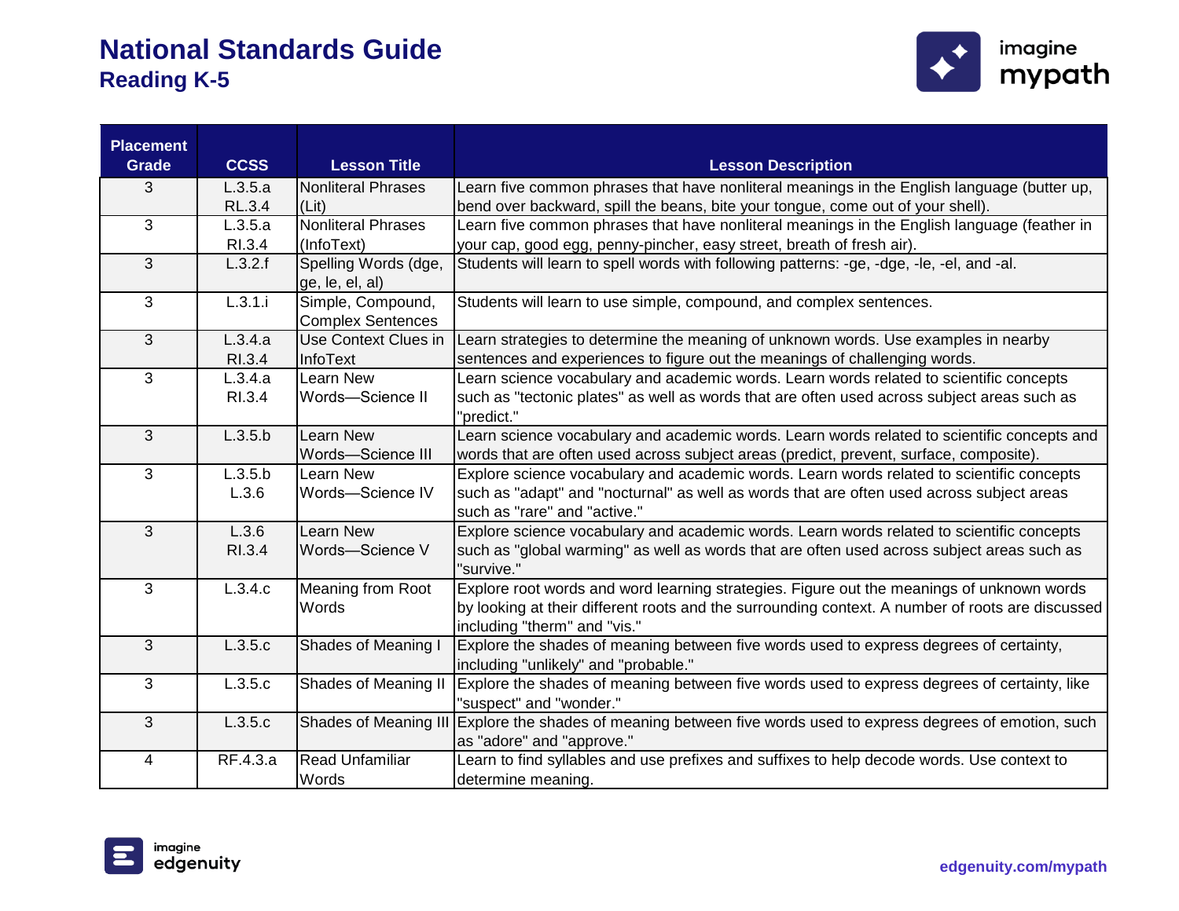# National Standards Guide

## Reading K-5

| Placement Grade | CCSS | Lesson Title | Lesson Description |
|---|---|---|---|
| 3 | L.3.5.a RL.3.4 | Nonliteral Phrases (Lit) | Learn five common phrases that have nonliteral meanings in the English language (butter up, bend over backward, spill the beans, bite your tongue, come out of your shell). |
| 3 | L.3.5.a RI.3.4 | Nonliteral Phrases (InfoText) | Learn five common phrases that have nonliteral meanings in the English language (feather in your cap, good egg, penny-pincher, easy street, breath of fresh air). |
| 3 | L.3.2.f | Spelling Words (dge, ge, le, el, al) | Students will learn to spell words with following patterns: -ge, -dge, -le, -el, and -al. |
| 3 | L.3.1.i | Simple, Compound, Complex Sentences | Students will learn to use simple, compound, and complex sentences. |
| 3 | L.3.4.a RI.3.4 | Use Context Clues in InfoText | Learn strategies to determine the meaning of unknown words. Use examples in nearby sentences and experiences to figure out the meanings of challenging words. |
| 3 | L.3.4.a RI.3.4 | Learn New Words—Science II | Learn science vocabulary and academic words. Learn words related to scientific concepts such as "tectonic plates" as well as words that are often used across subject areas such as "predict." |
| 3 | L.3.5.b | Learn New Words—Science III | Learn science vocabulary and academic words. Learn words related to scientific concepts and words that are often used across subject areas (predict, prevent, surface, composite). |
| 3 | L.3.5.b L.3.6 | Learn New Words—Science IV | Explore science vocabulary and academic words. Learn words related to scientific concepts such as "adapt" and "nocturnal" as well as words that are often used across subject areas such as "rare" and "active." |
| 3 | L.3.6 RI.3.4 | Learn New Words—Science V | Explore science vocabulary and academic words. Learn words related to scientific concepts such as "global warming" as well as words that are often used across subject areas such as "survive." |
| 3 | L.3.4.c | Meaning from Root Words | Explore root words and word learning strategies. Figure out the meanings of unknown words by looking at their different roots and the surrounding context. A number of roots are discussed including "therm" and "vis." |
| 3 | L.3.5.c | Shades of Meaning I | Explore the shades of meaning between five words used to express degrees of certainty, including "unlikely" and "probable." |
| 3 | L.3.5.c | Shades of Meaning II | Explore the shades of meaning between five words used to express degrees of certainty, like "suspect" and "wonder." |
| 3 | L.3.5.c | Shades of Meaning III | Explore the shades of meaning between five words used to express degrees of emotion, such as "adore" and "approve." |
| 4 | RF.4.3.a | Read Unfamiliar Words | Learn to find syllables and use prefixes and suffixes to help decode words. Use context to determine meaning. |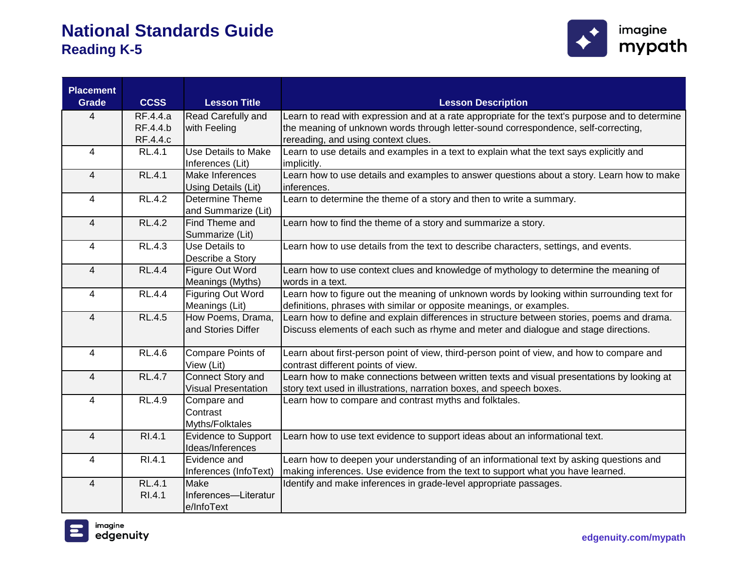# National Standards Guide
## Reading K-5

| Placement Grade | CCSS | Lesson Title | Lesson Description |
|---|---|---|---|
| 4 | RF.4.4.a RF.4.4.b RF.4.4.c | Read Carefully and with Feeling | Learn to read with expression and at a rate appropriate for the text's purpose and to determine the meaning of unknown words through letter-sound correspondence, self-correcting, rereading, and using context clues. |
| 4 | RL.4.1 | Use Details to Make Inferences (Lit) | Learn to use details and examples in a text to explain what the text says explicitly and implicitly. |
| 4 | RL.4.1 | Make Inferences Using Details (Lit) | Learn how to use details and examples to answer questions about a story. Learn how to make inferences. |
| 4 | RL.4.2 | Determine Theme and Summarize (Lit) | Learn to determine the theme of a story and then to write a summary. |
| 4 | RL.4.2 | Find Theme and Summarize (Lit) | Learn how to find the theme of a story and summarize a story. |
| 4 | RL.4.3 | Use Details to Describe a Story | Learn how to use details from the text to describe characters, settings, and events. |
| 4 | RL.4.4 | Figure Out Word Meanings (Myths) | Learn how to use context clues and knowledge of mythology to determine the meaning of words in a text. |
| 4 | RL.4.4 | Figuring Out Word Meanings (Lit) | Learn how to figure out the meaning of unknown words by looking within surrounding text for definitions, phrases with similar or opposite meanings, or examples. |
| 4 | RL.4.5 | How Poems, Drama, and Stories Differ | Learn how to define and explain differences in structure between stories, poems and drama. Discuss elements of each such as rhyme and meter and dialogue and stage directions. |
| 4 | RL.4.6 | Compare Points of View (Lit) | Learn about first-person point of view, third-person point of view, and how to compare and contrast different points of view. |
| 4 | RL.4.7 | Connect Story and Visual Presentation | Learn how to make connections between written texts and visual presentations by looking at story text used in illustrations, narration boxes, and speech boxes. |
| 4 | RL.4.9 | Compare and Contrast Myths/Folktales | Learn how to compare and contrast myths and folktales. |
| 4 | RI.4.1 | Evidence to Support Ideas/Inferences | Learn how to use text evidence to support ideas about an informational text. |
| 4 | RI.4.1 | Evidence and Inferences (InfoText) | Learn how to deepen your understanding of an informational text by asking questions and making inferences. Use evidence from the text to support what you have learned. |
| 4 | RL.4.1 RI.4.1 | Make Inferences—Literature/InfoText | Identify and make inferences in grade-level appropriate passages. |

edgenuity.com/mypath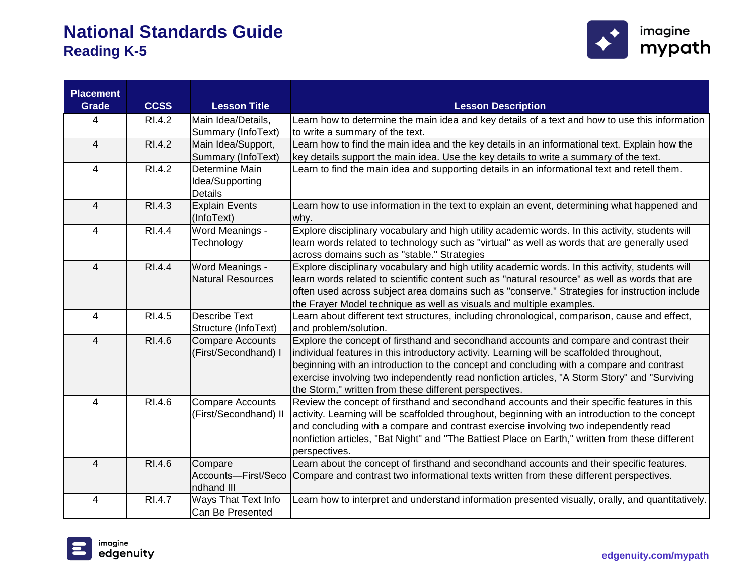# National Standards Guide

## Reading K-5

| Placement Grade | CCSS | Lesson Title | Lesson Description |
|---|---|---|---|
| 4 | RI.4.2 | Main Idea/Details, Summary (InfoText) | Learn how to determine the main idea and key details of a text and how to use this information to write a summary of the text. |
| 4 | RI.4.2 | Main Idea/Support, Summary (InfoText) | Learn how to find the main idea and the key details in an informational text. Explain how the key details support the main idea. Use the key details to write a summary of the text. |
| 4 | RI.4.2 | Determine Main Idea/Supporting Details | Learn to find the main idea and supporting details in an informational text and retell them. |
| 4 | RI.4.3 | Explain Events (InfoText) | Learn how to use information in the text to explain an event, determining what happened and why. |
| 4 | RI.4.4 | Word Meanings - Technology | Explore disciplinary vocabulary and high utility academic words. In this activity, students will learn words related to technology such as "virtual" as well as words that are generally used across domains such as "stable." Strategies |
| 4 | RI.4.4 | Word Meanings - Natural Resources | Explore disciplinary vocabulary and high utility academic words. In this activity, students will learn words related to scientific content such as "natural resource" as well as words that are often used across subject area domains such as "conserve." Strategies for instruction include the Frayer Model technique as well as visuals and multiple examples. |
| 4 | RI.4.5 | Describe Text Structure (InfoText) | Learn about different text structures, including chronological, comparison, cause and effect, and problem/solution. |
| 4 | RI.4.6 | Compare Accounts (First/Secondhand) I | Explore the concept of firsthand and secondhand accounts and compare and contrast their individual features in this introductory activity. Learning will be scaffolded throughout, beginning with an introduction to the concept and concluding with a compare and contrast exercise involving two independently read nonfiction articles, "A Storm Story" and "Surviving the Storm," written from these different perspectives. |
| 4 | RI.4.6 | Compare Accounts (First/Secondhand) II | Review the concept of firsthand and secondhand accounts and their specific features in this activity. Learning will be scaffolded throughout, beginning with an introduction to the concept and concluding with a compare and contrast exercise involving two independently read nonfiction articles, "Bat Night" and "The Battiest Place on Earth," written from these different perspectives. |
| 4 | RI.4.6 | Compare Accounts—First/Secondhand III | Learn about the concept of firsthand and secondhand accounts and their specific features. Compare and contrast two informational texts written from these different perspectives. |
| 4 | RI.4.7 | Ways That Text Info Can Be Presented | Learn how to interpret and understand information presented visually, orally, and quantitatively. |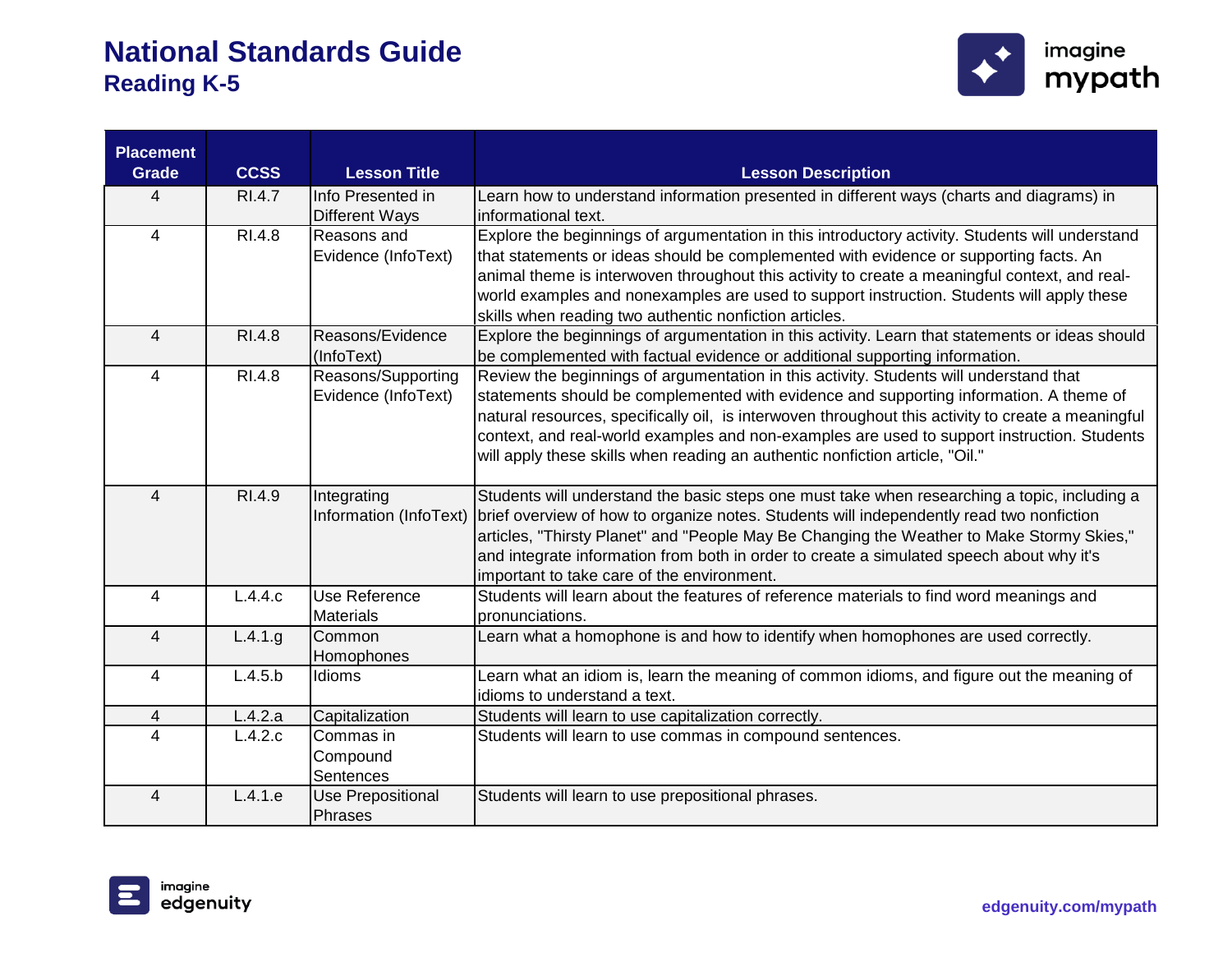# National Standards Guide

## Reading K-5

| Placement Grade | CCSS | Lesson Title | Lesson Description |
|---|---|---|---|
| 4 | RI.4.7 | Info Presented in Different Ways | Learn how to understand information presented in different ways (charts and diagrams) in informational text. |
| 4 | RI.4.8 | Reasons and Evidence (InfoText) | Explore the beginnings of argumentation in this introductory activity. Students will understand that statements or ideas should be complemented with evidence or supporting facts. An animal theme is interwoven throughout this activity to create a meaningful context, and real-world examples and nonexamples are used to support instruction. Students will apply these skills when reading two authentic nonfiction articles. |
| 4 | RI.4.8 | Reasons/Evidence (InfoText) | Explore the beginnings of argumentation in this activity. Learn that statements or ideas should be complemented with factual evidence or additional supporting information. |
| 4 | RI.4.8 | Reasons/Supporting Evidence (InfoText) | Review the beginnings of argumentation in this activity. Students will understand that statements should be complemented with evidence and supporting information. A theme of natural resources, specifically oil, is interwoven throughout this activity to create a meaningful context, and real-world examples and non-examples are used to support instruction. Students will apply these skills when reading an authentic nonfiction article, "Oil." |
| 4 | RI.4.9 | Integrating Information (InfoText) | Students will understand the basic steps one must take when researching a topic, including a brief overview of how to organize notes. Students will independently read two nonfiction articles, "Thirsty Planet" and "People May Be Changing the Weather to Make Stormy Skies," and integrate information from both in order to create a simulated speech about why it's important to take care of the environment. |
| 4 | L.4.4.c | Use Reference Materials | Students will learn about the features of reference materials to find word meanings and pronunciations. |
| 4 | L.4.1.g | Common Homophones | Learn what a homophone is and how to identify when homophones are used correctly. |
| 4 | L.4.5.b | Idioms | Learn what an idiom is, learn the meaning of common idioms, and figure out the meaning of idioms to understand a text. |
| 4 | L.4.2.a | Capitalization | Students will learn to use capitalization correctly. |
| 4 | L.4.2.c | Commas in Compound Sentences | Students will learn to use commas in compound sentences. |
| 4 | L.4.1.e | Use Prepositional Phrases | Students will learn to use prepositional phrases. |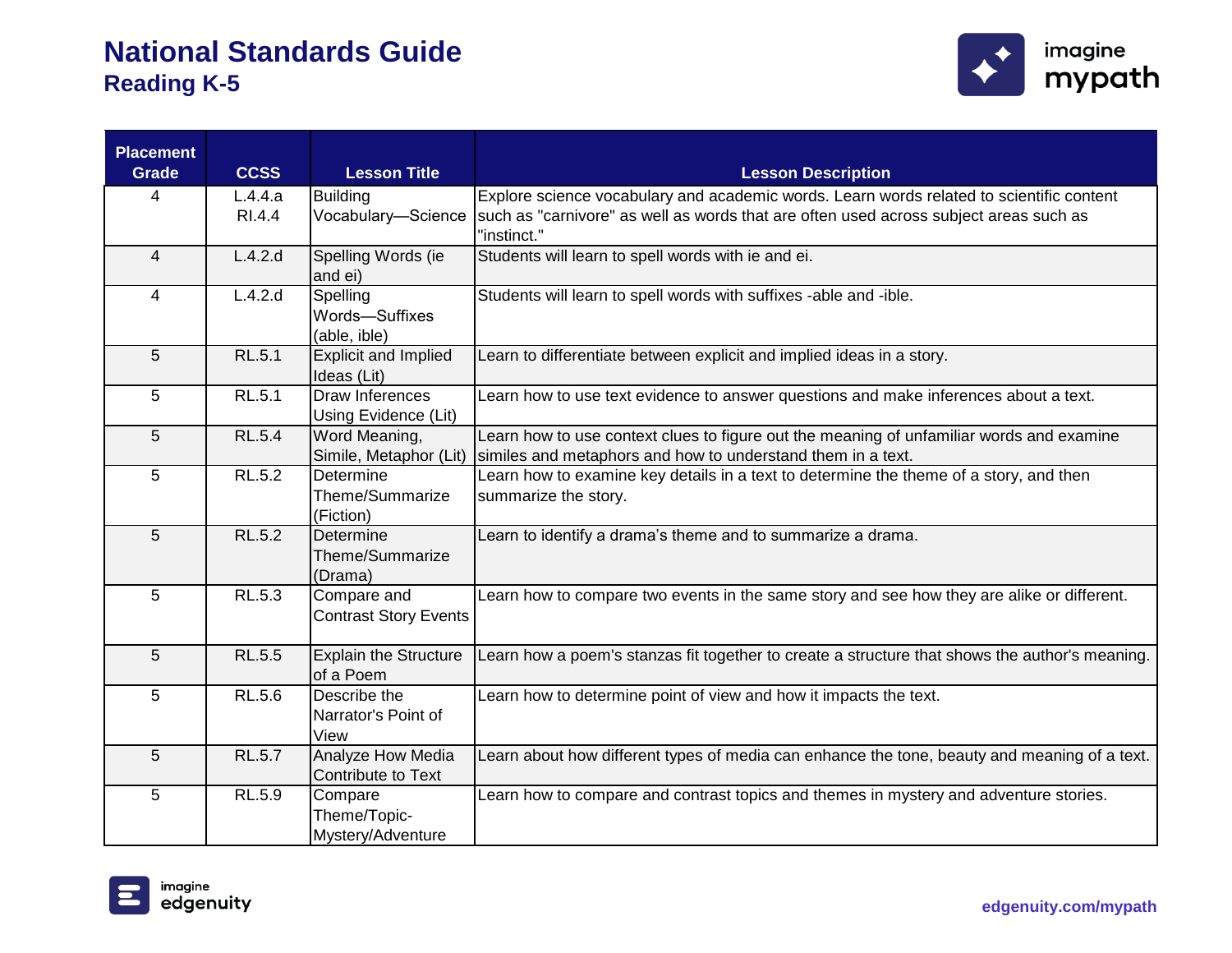# National Standards Guide

## Reading K-5

| Placement Grade | CCSS | Lesson Title | Lesson Description |
|---|---|---|---|
| 4 | L.4.4.a RI.4.4 | Building Vocabulary—Science | Explore science vocabulary and academic words. Learn words related to scientific content such as "carnivore" as well as words that are often used across subject areas such as "instinct." |
| 4 | L.4.2.d | Spelling Words (ie and ei) | Students will learn to spell words with ie and ei. |
| 4 | L.4.2.d | Spelling Words—Suffixes (able, ible) | Students will learn to spell words with suffixes -able and -ible. |
| 5 | RL.5.1 | Explicit and Implied Ideas (Lit) | Learn to differentiate between explicit and implied ideas in a story. |
| 5 | RL.5.1 | Draw Inferences Using Evidence (Lit) | Learn how to use text evidence to answer questions and make inferences about a text. |
| 5 | RL.5.4 | Word Meaning, Simile, Metaphor (Lit) | Learn how to use context clues to figure out the meaning of unfamiliar words and examine similes and metaphors and how to understand them in a text. |
| 5 | RL.5.2 | Determine Theme/Summarize (Fiction) | Learn how to examine key details in a text to determine the theme of a story, and then summarize the story. |
| 5 | RL.5.2 | Determine Theme/Summarize (Drama) | Learn to identify a drama's theme and to summarize a drama. |
| 5 | RL.5.3 | Compare and Contrast Story Events | Learn how to compare two events in the same story and see how they are alike or different. |
| 5 | RL.5.5 | Explain the Structure of a Poem | Learn how a poem's stanzas fit together to create a structure that shows the author's meaning. |
| 5 | RL.5.6 | Describe the Narrator's Point of View | Learn how to determine point of view and how it impacts the text. |
| 5 | RL.5.7 | Analyze How Media Contribute to Text | Learn about how different types of media can enhance the tone, beauty and meaning of a text. |
| 5 | RL.5.9 | Compare Theme/Topic-Mystery/Adventure | Learn how to compare and contrast topics and themes in mystery and adventure stories. |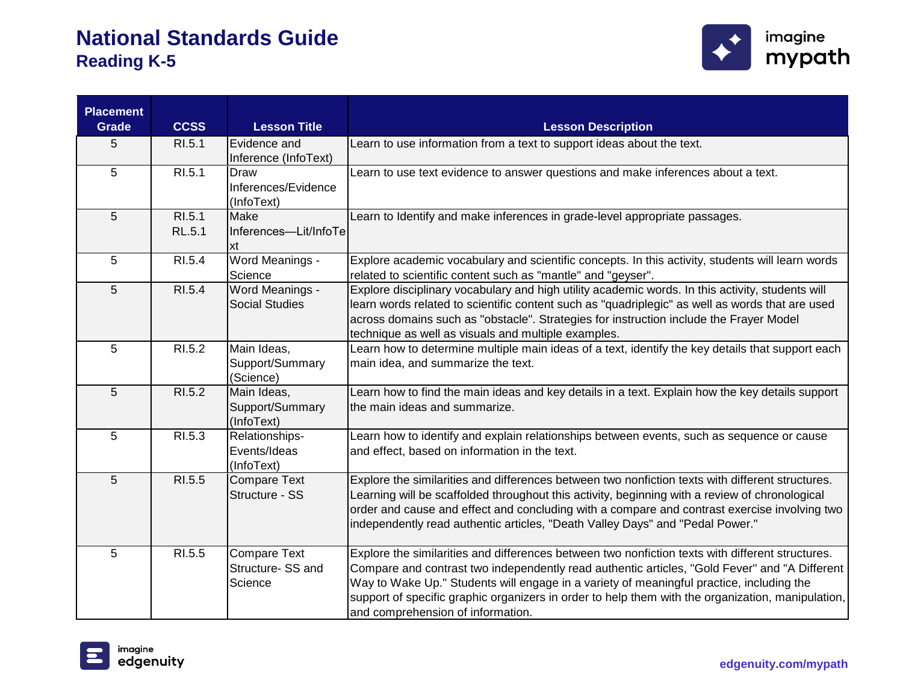# National Standards Guide

## Reading K-5

| Placement Grade | CCSS | Lesson Title | Lesson Description |
|---|---|---|---|
| 5 | RI.5.1 | Evidence and Inference (InfoText) | Learn to use information from a text to support ideas about the text. |
| 5 | RI.5.1 | Draw Inferences/Evidence (InfoText) | Learn to use text evidence to answer questions and make inferences about a text. |
| 5 | RI.5.1 RL.5.1 | Make Inferences—Lit/InfoText | Learn to Identify and make inferences in grade-level appropriate passages. |
| 5 | RI.5.4 | Word Meanings - Science | Explore academic vocabulary and scientific concepts. In this activity, students will learn words related to scientific content such as "mantle" and "geyser". |
| 5 | RI.5.4 | Word Meanings - Social Studies | Explore disciplinary vocabulary and high utility academic words. In this activity, students will learn words related to scientific content such as "quadriplegic" as well as words that are used across domains such as "obstacle". Strategies for instruction include the Frayer Model technique as well as visuals and multiple examples. |
| 5 | RI.5.2 | Main Ideas, Support/Summary (Science) | Learn how to determine multiple main ideas of a text, identify the key details that support each main idea, and summarize the text. |
| 5 | RI.5.2 | Main Ideas, Support/Summary (InfoText) | Learn how to find the main ideas and key details in a text. Explain how the key details support the main ideas and summarize. |
| 5 | RI.5.3 | Relationships-Events/Ideas (InfoText) | Learn how to identify and explain relationships between events, such as sequence or cause and effect, based on information in the text. |
| 5 | RI.5.5 | Compare Text Structure - SS | Explore the similarities and differences between two nonfiction texts with different structures. Learning will be scaffolded throughout this activity, beginning with a review of chronological order and cause and effect and concluding with a compare and contrast exercise involving two independently read authentic articles, "Death Valley Days" and "Pedal Power." |
| 5 | RI.5.5 | Compare Text Structure- SS and Science | Explore the similarities and differences between two nonfiction texts with different structures. Compare and contrast two independently read authentic articles, "Gold Fever" and "A Different Way to Wake Up." Students will engage in a variety of meaningful practice, including the support of specific graphic organizers in order to help them with the organization, manipulation, and comprehension of information. |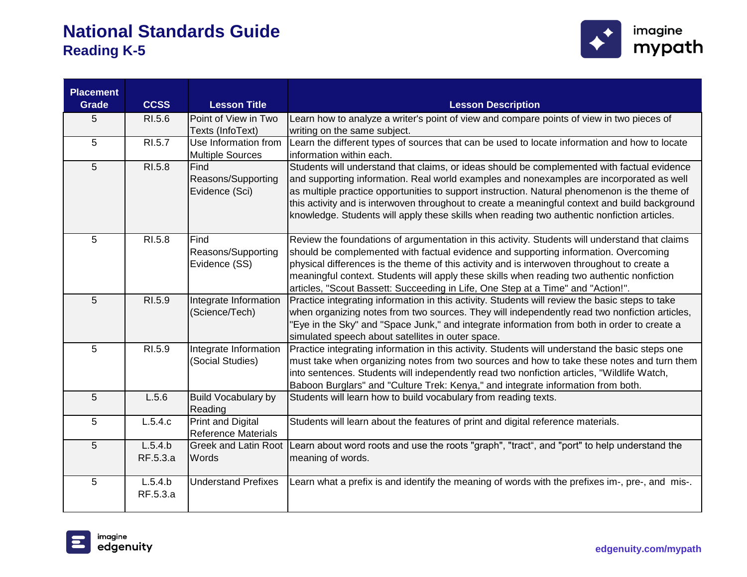# National Standards Guide

## Reading K-5

| Placement Grade | CCSS | Lesson Title | Lesson Description |
|---|---|---|---|
| 5 | RI.5.6 | Point of View in Two Texts (InfoText) | Learn how to analyze a writer's point of view and compare points of view in two pieces of writing on the same subject. |
| 5 | RI.5.7 | Use Information from Multiple Sources | Learn the different types of sources that can be used to locate information and how to locate information within each. |
| 5 | RI.5.8 | Find Reasons/Supporting Evidence (Sci) | Students will understand that claims, or ideas should be complemented with factual evidence and supporting information. Real world examples and nonexamples are incorporated as well as multiple practice opportunities to support instruction. Natural phenomenon is the theme of this activity and is interwoven throughout to create a meaningful context and build background knowledge. Students will apply these skills when reading two authentic nonfiction articles. |
| 5 | RI.5.8 | Find Reasons/Supporting Evidence (SS) | Review the foundations of argumentation in this activity. Students will understand that claims should be complemented with factual evidence and supporting information. Overcoming physical differences is the theme of this activity and is interwoven throughout to create a meaningful context. Students will apply these skills when reading two authentic nonfiction articles, "Scout Bassett: Succeeding in Life, One Step at a Time" and "Action!". |
| 5 | RI.5.9 | Integrate Information (Science/Tech) | Practice integrating information in this activity. Students will review the basic steps to take when organizing notes from two sources. They will independently read two nonfiction articles, "Eye in the Sky" and "Space Junk," and integrate information from both in order to create a simulated speech about satellites in outer space. |
| 5 | RI.5.9 | Integrate Information (Social Studies) | Practice integrating information in this activity. Students will understand the basic steps one must take when organizing notes from two sources and how to take these notes and turn them into sentences. Students will independently read two nonfiction articles, "Wildlife Watch, Baboon Burglars" and "Culture Trek: Kenya," and integrate information from both. |
| 5 | L.5.6 | Build Vocabulary by Reading | Students will learn how to build vocabulary from reading texts. |
| 5 | L.5.4.c | Print and Digital Reference Materials | Students will learn about the features of print and digital reference materials. |
| 5 | L.5.4.b RF.5.3.a | Greek and Latin Root Words | Learn about word roots and use the roots "graph", "tract", and "port" to help understand the meaning of words. |
| 5 | L.5.4.b RF.5.3.a | Understand Prefixes | Learn what a prefix is and identify the meaning of words with the prefixes im-, pre-, and mis-. |

edgenuity.com/mypath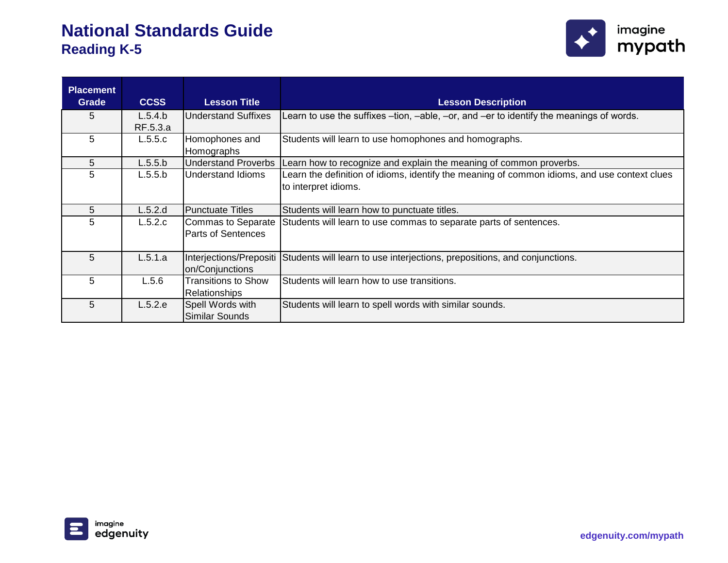# National Standards Guide
## Reading K-5

| Placement Grade | CCSS | Lesson Title | Lesson Description |
|---|---|---|---|
| 5 | L.5.4.b RF.5.3.a | Understand Suffixes | Learn to use the suffixes –tion, –able, –or, and –er to identify the meanings of words. |
| 5 | L.5.5.c | Homophones and Homographs | Students will learn to use homophones and homographs. |
| 5 | L.5.5.b | Understand Proverbs | Learn how to recognize and explain the meaning of common proverbs. |
| 5 | L.5.5.b | Understand Idioms | Learn the definition of idioms, identify the meaning of common idioms, and use context clues to interpret idioms. |
| 5 | L.5.2.d | Punctuate Titles | Students will learn how to punctuate titles. |
| 5 | L.5.2.c | Commas to Separate Parts of Sentences | Students will learn to use commas to separate parts of sentences. |
| 5 | L.5.1.a | Interjections/Preposition/Conjunctions | Students will learn to use interjections, prepositions, and conjunctions. |
| 5 | L.5.6 | Transitions to Show Relationships | Students will learn how to use transitions. |
| 5 | L.5.2.e | Spell Words with Similar Sounds | Students will learn to spell words with similar sounds. |

edgenuity.com/mypath